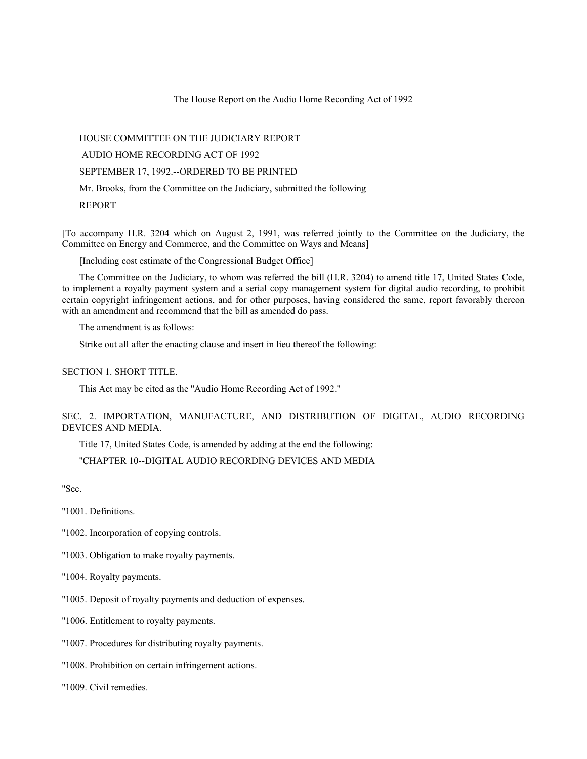# The House Report on the Audio Home Recording Act of 1992

HOUSE COMMITTEE ON THE JUDICIARY REPORT

AUDIO HOME RECORDING ACT OF 1992

SEPTEMBER 17, 1992.--ORDERED TO BE PRINTED

Mr. Brooks, from the Committee on the Judiciary, submitted the following

REPORT

[To accompany H.R. 3204 which on August 2, 1991, was referred jointly to the Committee on the Judiciary, the Committee on Energy and Commerce, and the Committee on Ways and Means]

[Including cost estimate of the Congressional Budget Office]

The Committee on the Judiciary, to whom was referred the bill (H.R. 3204) to amend title 17, United States Code, to implement a royalty payment system and a serial copy management system for digital audio recording, to prohibit certain copyright infringement actions, and for other purposes, having considered the same, report favorably thereon with an amendment and recommend that the bill as amended do pass.

The amendment is as follows:

Strike out all after the enacting clause and insert in lieu thereof the following:

## SECTION 1. SHORT TITLE.

This Act may be cited as the "Audio Home Recording Act of 1992."

## SEC. 2. IMPORTATION, MANUFACTURE, AND DISTRIBUTION OF DIGITAL, AUDIO RECORDING DEVICES AND MEDIA.

Title 17, United States Code, is amended by adding at the end the following:

"CHAPTER 10--DIGITAL AUDIO RECORDING DEVICES AND MEDIA

"Sec.

"1001. Definitions.

"1002. Incorporation of copying controls.

"1003. Obligation to make royalty payments.

"1004. Royalty payments.

"1005. Deposit of royalty payments and deduction of expenses.

"1006. Entitlement to royalty payments.

"1007. Procedures for distributing royalty payments.

"1008. Prohibition on certain infringement actions.

"1009. Civil remedies.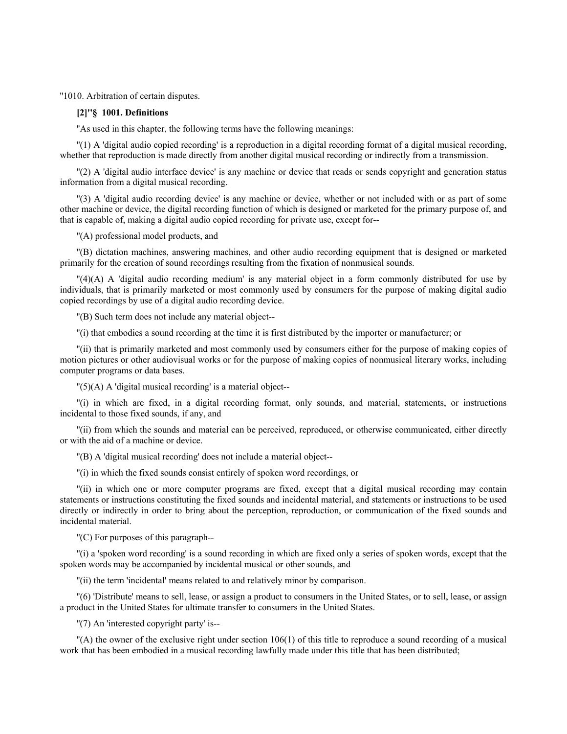"1010. Arbitration of certain disputes.

**[2]"§ 1001. Definitions**

"As used in this chapter, the following terms have the following meanings:

"(1) A 'digital audio copied recording' is a reproduction in a digital recording format of a digital musical recording, whether that reproduction is made directly from another digital musical recording or indirectly from a transmission.

"(2) A 'digital audio interface device' is any machine or device that reads or sends copyright and generation status information from a digital musical recording.

"(3) A 'digital audio recording device' is any machine or device, whether or not included with or as part of some other machine or device, the digital recording function of which is designed or marketed for the primary purpose of, and that is capable of, making a digital audio copied recording for private use, except for--

"(A) professional model products, and

"(B) dictation machines, answering machines, and other audio recording equipment that is designed or marketed primarily for the creation of sound recordings resulting from the fixation of nonmusical sounds.

"(4)(A) A 'digital audio recording medium' is any material object in a form commonly distributed for use by individuals, that is primarily marketed or most commonly used by consumers for the purpose of making digital audio copied recordings by use of a digital audio recording device.

"(B) Such term does not include any material object--

"(i) that embodies a sound recording at the time it is first distributed by the importer or manufacturer; or

"(ii) that is primarily marketed and most commonly used by consumers either for the purpose of making copies of motion pictures or other audiovisual works or for the purpose of making copies of nonmusical literary works, including computer programs or data bases.

"(5)(A) A 'digital musical recording' is a material object--

"(i) in which are fixed, in a digital recording format, only sounds, and material, statements, or instructions incidental to those fixed sounds, if any, and

"(ii) from which the sounds and material can be perceived, reproduced, or otherwise communicated, either directly or with the aid of a machine or device.

"(B) A 'digital musical recording' does not include a material object--

"(i) in which the fixed sounds consist entirely of spoken word recordings, or

"(ii) in which one or more computer programs are fixed, except that a digital musical recording may contain statements or instructions constituting the fixed sounds and incidental material, and statements or instructions to be used directly or indirectly in order to bring about the perception, reproduction, or communication of the fixed sounds and incidental material.

"(C) For purposes of this paragraph--

"(i) a 'spoken word recording' is a sound recording in which are fixed only a series of spoken words, except that the spoken words may be accompanied by incidental musical or other sounds, and

"(ii) the term 'incidental' means related to and relatively minor by comparison.

"(6) 'Distribute' means to sell, lease, or assign a product to consumers in the United States, or to sell, lease, or assign a product in the United States for ultimate transfer to consumers in the United States.

"(7) An 'interested copyright party' is--

"(A) the owner of the exclusive right under section 106(1) of this title to reproduce a sound recording of a musical work that has been embodied in a musical recording lawfully made under this title that has been distributed;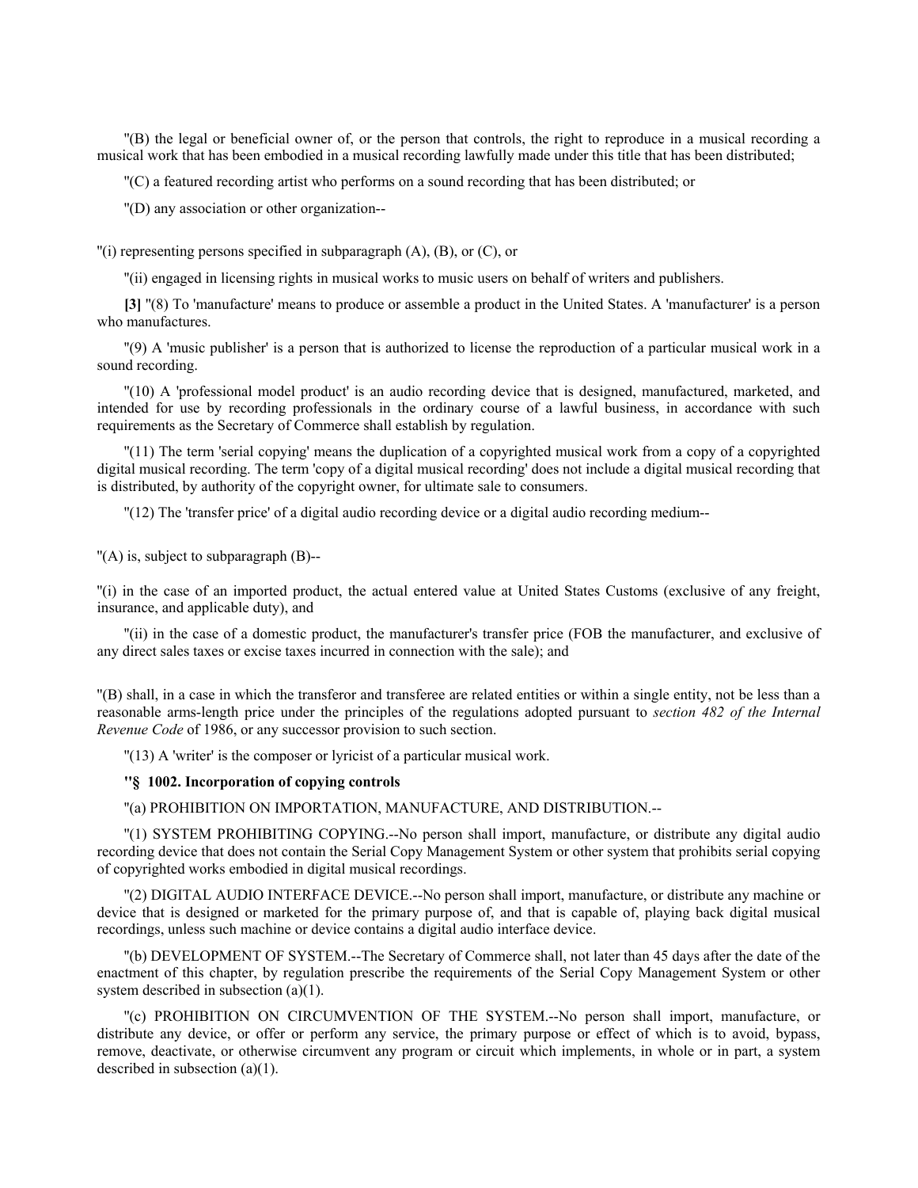"(B) the legal or beneficial owner of, or the person that controls, the right to reproduce in a musical recording a musical work that has been embodied in a musical recording lawfully made under this title that has been distributed;

"(C) a featured recording artist who performs on a sound recording that has been distributed; or

"(D) any association or other organization--

"(i) representing persons specified in subparagraph (A), (B), or (C), or

"(ii) engaged in licensing rights in musical works to music users on behalf of writers and publishers.

**[3]** "(8) To 'manufacture' means to produce or assemble a product in the United States. A 'manufacturer' is a person who manufactures.

"(9) A 'music publisher' is a person that is authorized to license the reproduction of a particular musical work in a sound recording.

"(10) A 'professional model product' is an audio recording device that is designed, manufactured, marketed, and intended for use by recording professionals in the ordinary course of a lawful business, in accordance with such requirements as the Secretary of Commerce shall establish by regulation.

"(11) The term 'serial copying' means the duplication of a copyrighted musical work from a copy of a copyrighted digital musical recording. The term 'copy of a digital musical recording' does not include a digital musical recording that is distributed, by authority of the copyright owner, for ultimate sale to consumers.

"(12) The 'transfer price' of a digital audio recording device or a digital audio recording medium--

"(A) is, subject to subparagraph (B)--

"(i) in the case of an imported product, the actual entered value at United States Customs (exclusive of any freight, insurance, and applicable duty), and

"(ii) in the case of a domestic product, the manufacturer's transfer price (FOB the manufacturer, and exclusive of any direct sales taxes or excise taxes incurred in connection with the sale); and

"(B) shall, in a case in which the transferor and transferee are related entities or within a single entity, not be less than a reasonable arms-length price under the principles of the regulations adopted pursuant to *section 482 of the Internal Revenue Code* of 1986, or any successor provision to such section.

"(13) A 'writer' is the composer or lyricist of a particular musical work.

**"§ 1002. Incorporation of copying controls**

"(a) PROHIBITION ON IMPORTATION, MANUFACTURE, AND DISTRIBUTION.--

"(1) SYSTEM PROHIBITING COPYING.--No person shall import, manufacture, or distribute any digital audio recording device that does not contain the Serial Copy Management System or other system that prohibits serial copying of copyrighted works embodied in digital musical recordings.

"(2) DIGITAL AUDIO INTERFACE DEVICE.--No person shall import, manufacture, or distribute any machine or device that is designed or marketed for the primary purpose of, and that is capable of, playing back digital musical recordings, unless such machine or device contains a digital audio interface device.

"(b) DEVELOPMENT OF SYSTEM.--The Secretary of Commerce shall, not later than 45 days after the date of the enactment of this chapter, by regulation prescribe the requirements of the Serial Copy Management System or other system described in subsection (a)(1).

"(c) PROHIBITION ON CIRCUMVENTION OF THE SYSTEM.--No person shall import, manufacture, or distribute any device, or offer or perform any service, the primary purpose or effect of which is to avoid, bypass, remove, deactivate, or otherwise circumvent any program or circuit which implements, in whole or in part, a system described in subsection (a)(1).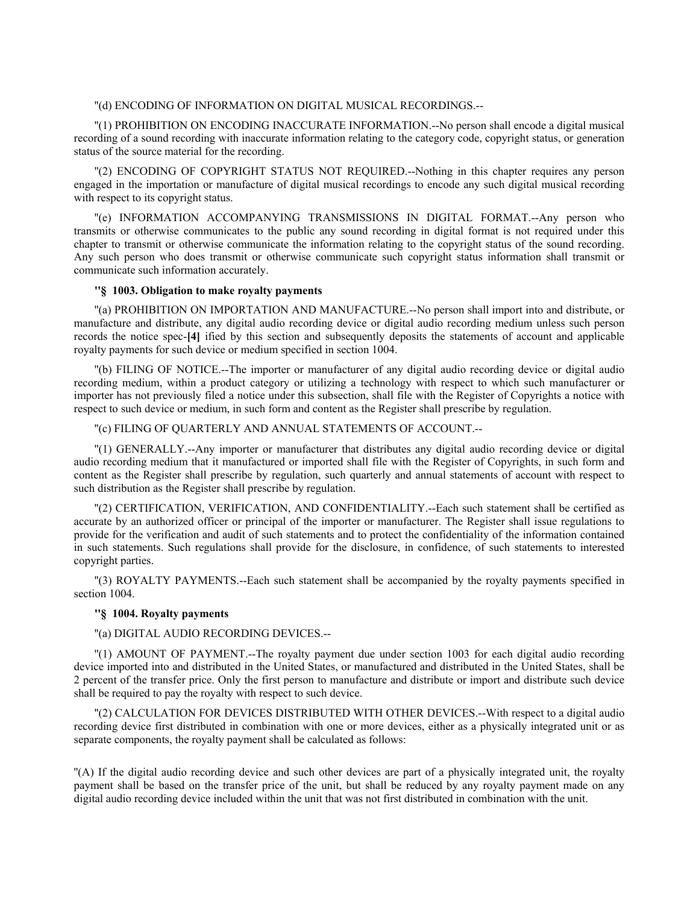"(d) ENCODING OF INFORMATION ON DIGITAL MUSICAL RECORDINGS.--

"(1) PROHIBITION ON ENCODING INACCURATE INFORMATION.--No person shall encode a digital musical recording of a sound recording with inaccurate information relating to the category code, copyright status, or generation status of the source material for the recording.

"(2) ENCODING OF COPYRIGHT STATUS NOT REQUIRED.--Nothing in this chapter requires any person engaged in the importation or manufacture of digital musical recordings to encode any such digital musical recording with respect to its copyright status.

"(e) INFORMATION ACCOMPANYING TRANSMISSIONS IN DIGITAL FORMAT.--Any person who transmits or otherwise communicates to the public any sound recording in digital format is not required under this chapter to transmit or otherwise communicate the information relating to the copyright status of the sound recording. Any such person who does transmit or otherwise communicate such copyright status information shall transmit or communicate such information accurately.

**"§ 1003. Obligation to make royalty payments**

"(a) PROHIBITION ON IMPORTATION AND MANUFACTURE.--No person shall import into and distribute, or manufacture and distribute, any digital audio recording device or digital audio recording medium unless such person records the notice spec-**[4]** ified by this section and subsequently deposits the statements of account and applicable royalty payments for such device or medium specified in section 1004.

"(b) FILING OF NOTICE.--The importer or manufacturer of any digital audio recording device or digital audio recording medium, within a product category or utilizing a technology with respect to which such manufacturer or importer has not previously filed a notice under this subsection, shall file with the Register of Copyrights a notice with respect to such device or medium, in such form and content as the Register shall prescribe by regulation.

"(c) FILING OF QUARTERLY AND ANNUAL STATEMENTS OF ACCOUNT.--

"(1) GENERALLY.--Any importer or manufacturer that distributes any digital audio recording device or digital audio recording medium that it manufactured or imported shall file with the Register of Copyrights, in such form and content as the Register shall prescribe by regulation, such quarterly and annual statements of account with respect to such distribution as the Register shall prescribe by regulation.

"(2) CERTIFICATION, VERIFICATION, AND CONFIDENTIALITY.--Each such statement shall be certified as accurate by an authorized officer or principal of the importer or manufacturer. The Register shall issue regulations to provide for the verification and audit of such statements and to protect the confidentiality of the information contained in such statements. Such regulations shall provide for the disclosure, in confidence, of such statements to interested copyright parties.

"(3) ROYALTY PAYMENTS.--Each such statement shall be accompanied by the royalty payments specified in section 1004.

**"§ 1004. Royalty payments**

"(a) DIGITAL AUDIO RECORDING DEVICES.--

"(1) AMOUNT OF PAYMENT.--The royalty payment due under section 1003 for each digital audio recording device imported into and distributed in the United States, or manufactured and distributed in the United States, shall be 2 percent of the transfer price. Only the first person to manufacture and distribute or import and distribute such device shall be required to pay the royalty with respect to such device.

"(2) CALCULATION FOR DEVICES DISTRIBUTED WITH OTHER DEVICES.--With respect to a digital audio recording device first distributed in combination with one or more devices, either as a physically integrated unit or as separate components, the royalty payment shall be calculated as follows:

"(A) If the digital audio recording device and such other devices are part of a physically integrated unit, the royalty payment shall be based on the transfer price of the unit, but shall be reduced by any royalty payment made on any digital audio recording device included within the unit that was not first distributed in combination with the unit.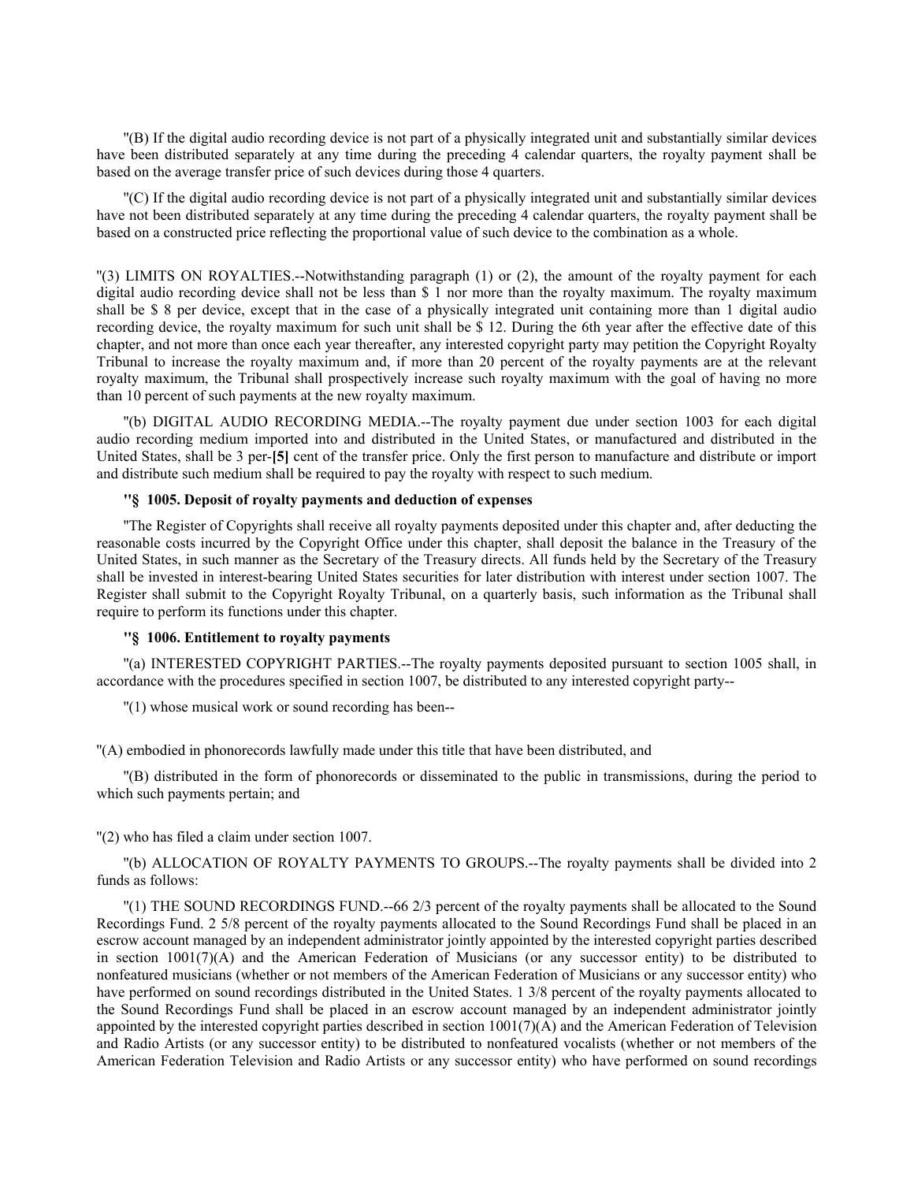"(B) If the digital audio recording device is not part of a physically integrated unit and substantially similar devices have been distributed separately at any time during the preceding 4 calendar quarters, the royalty payment shall be based on the average transfer price of such devices during those 4 quarters.

"(C) If the digital audio recording device is not part of a physically integrated unit and substantially similar devices have not been distributed separately at any time during the preceding 4 calendar quarters, the royalty payment shall be based on a constructed price reflecting the proportional value of such device to the combination as a whole.

"(3) LIMITS ON ROYALTIES.--Notwithstanding paragraph (1) or (2), the amount of the royalty payment for each digital audio recording device shall not be less than $ 1 nor more than the royalty maximum. The royalty maximum shall be $ 8 per device, except that in the case of a physically integrated unit containing more than 1 digital audio recording device, the royalty maximum for such unit shall be $ 12. During the 6th year after the effective date of this chapter, and not more than once each year thereafter, any interested copyright party may petition the Copyright Royalty Tribunal to increase the royalty maximum and, if more than 20 percent of the royalty payments are at the relevant royalty maximum, the Tribunal shall prospectively increase such royalty maximum with the goal of having no more than 10 percent of such payments at the new royalty maximum.

"(b) DIGITAL AUDIO RECORDING MEDIA.--The royalty payment due under section 1003 for each digital audio recording medium imported into and distributed in the United States, or manufactured and distributed in the United States, shall be 3 per-**[5]** cent of the transfer price. Only the first person to manufacture and distribute or import and distribute such medium shall be required to pay the royalty with respect to such medium.

**"§ 1005. Deposit of royalty payments and deduction of expenses**

"The Register of Copyrights shall receive all royalty payments deposited under this chapter and, after deducting the reasonable costs incurred by the Copyright Office under this chapter, shall deposit the balance in the Treasury of the United States, in such manner as the Secretary of the Treasury directs. All funds held by the Secretary of the Treasury shall be invested in interest-bearing United States securities for later distribution with interest under section 1007. The Register shall submit to the Copyright Royalty Tribunal, on a quarterly basis, such information as the Tribunal shall require to perform its functions under this chapter.

**"§ 1006. Entitlement to royalty payments**

"(a) INTERESTED COPYRIGHT PARTIES.--The royalty payments deposited pursuant to section 1005 shall, in accordance with the procedures specified in section 1007, be distributed to any interested copyright party--

"(1) whose musical work or sound recording has been--

"(A) embodied in phonorecords lawfully made under this title that have been distributed, and

"(B) distributed in the form of phonorecords or disseminated to the public in transmissions, during the period to which such payments pertain; and

"(2) who has filed a claim under section 1007.

"(b) ALLOCATION OF ROYALTY PAYMENTS TO GROUPS.--The royalty payments shall be divided into 2 funds as follows:

"(1) THE SOUND RECORDINGS FUND.--66 2/3 percent of the royalty payments shall be allocated to the Sound Recordings Fund. 2 5/8 percent of the royalty payments allocated to the Sound Recordings Fund shall be placed in an escrow account managed by an independent administrator jointly appointed by the interested copyright parties described in section 1001(7)(A) and the American Federation of Musicians (or any successor entity) to be distributed to nonfeatured musicians (whether or not members of the American Federation of Musicians or any successor entity) who have performed on sound recordings distributed in the United States. 1 3/8 percent of the royalty payments allocated to the Sound Recordings Fund shall be placed in an escrow account managed by an independent administrator jointly appointed by the interested copyright parties described in section 1001(7)(A) and the American Federation of Television and Radio Artists (or any successor entity) to be distributed to nonfeatured vocalists (whether or not members of the American Federation Television and Radio Artists or any successor entity) who have performed on sound recordings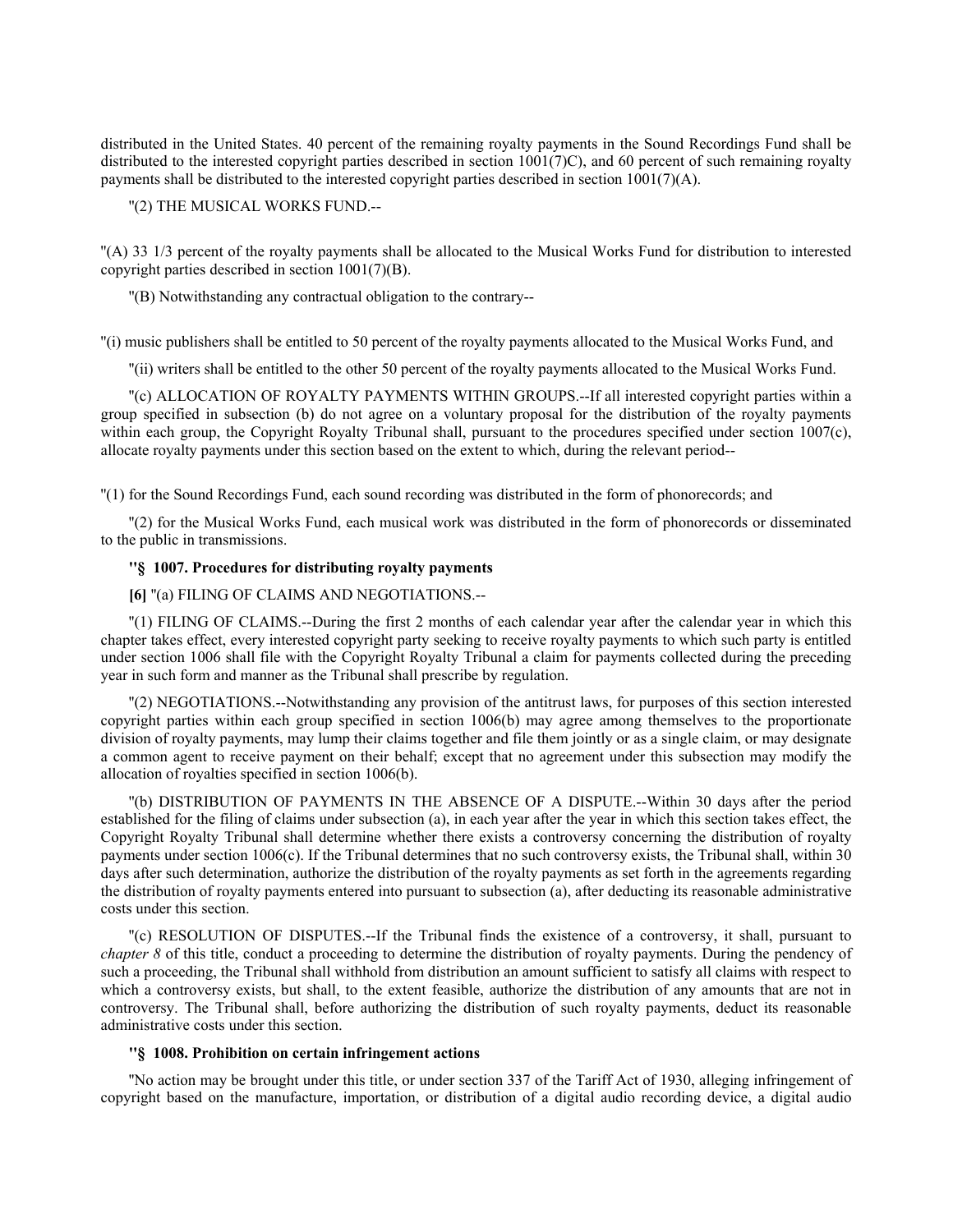distributed in the United States. 40 percent of the remaining royalty payments in the Sound Recordings Fund shall be distributed to the interested copyright parties described in section 1001(7)C), and 60 percent of such remaining royalty payments shall be distributed to the interested copyright parties described in section 1001(7)(A).

"(2) THE MUSICAL WORKS FUND.--

"(A) 33 1/3 percent of the royalty payments shall be allocated to the Musical Works Fund for distribution to interested copyright parties described in section 1001(7)(B).

"(B) Notwithstanding any contractual obligation to the contrary--

"(i) music publishers shall be entitled to 50 percent of the royalty payments allocated to the Musical Works Fund, and

"(ii) writers shall be entitled to the other 50 percent of the royalty payments allocated to the Musical Works Fund.

"(c) ALLOCATION OF ROYALTY PAYMENTS WITHIN GROUPS.--If all interested copyright parties within a group specified in subsection (b) do not agree on a voluntary proposal for the distribution of the royalty payments within each group, the Copyright Royalty Tribunal shall, pursuant to the procedures specified under section 1007(c), allocate royalty payments under this section based on the extent to which, during the relevant period--

"(1) for the Sound Recordings Fund, each sound recording was distributed in the form of phonorecords; and

"(2) for the Musical Works Fund, each musical work was distributed in the form of phonorecords or disseminated to the public in transmissions.

**"§ 1007. Procedures for distributing royalty payments**

**[6]** "(a) FILING OF CLAIMS AND NEGOTIATIONS.--

"(1) FILING OF CLAIMS.--During the first 2 months of each calendar year after the calendar year in which this chapter takes effect, every interested copyright party seeking to receive royalty payments to which such party is entitled under section 1006 shall file with the Copyright Royalty Tribunal a claim for payments collected during the preceding year in such form and manner as the Tribunal shall prescribe by regulation.

"(2) NEGOTIATIONS.--Notwithstanding any provision of the antitrust laws, for purposes of this section interested copyright parties within each group specified in section 1006(b) may agree among themselves to the proportionate division of royalty payments, may lump their claims together and file them jointly or as a single claim, or may designate a common agent to receive payment on their behalf; except that no agreement under this subsection may modify the allocation of royalties specified in section 1006(b).

"(b) DISTRIBUTION OF PAYMENTS IN THE ABSENCE OF A DISPUTE.--Within 30 days after the period established for the filing of claims under subsection (a), in each year after the year in which this section takes effect, the Copyright Royalty Tribunal shall determine whether there exists a controversy concerning the distribution of royalty payments under section 1006(c). If the Tribunal determines that no such controversy exists, the Tribunal shall, within 30 days after such determination, authorize the distribution of the royalty payments as set forth in the agreements regarding the distribution of royalty payments entered into pursuant to subsection (a), after deducting its reasonable administrative costs under this section.

"(c) RESOLUTION OF DISPUTES.--If the Tribunal finds the existence of a controversy, it shall, pursuant to *chapter 8* of this title, conduct a proceeding to determine the distribution of royalty payments. During the pendency of such a proceeding, the Tribunal shall withhold from distribution an amount sufficient to satisfy all claims with respect to which a controversy exists, but shall, to the extent feasible, authorize the distribution of any amounts that are not in controversy. The Tribunal shall, before authorizing the distribution of such royalty payments, deduct its reasonable administrative costs under this section.

**"§ 1008. Prohibition on certain infringement actions**

"No action may be brought under this title, or under section 337 of the Tariff Act of 1930, alleging infringement of copyright based on the manufacture, importation, or distribution of a digital audio recording device, a digital audio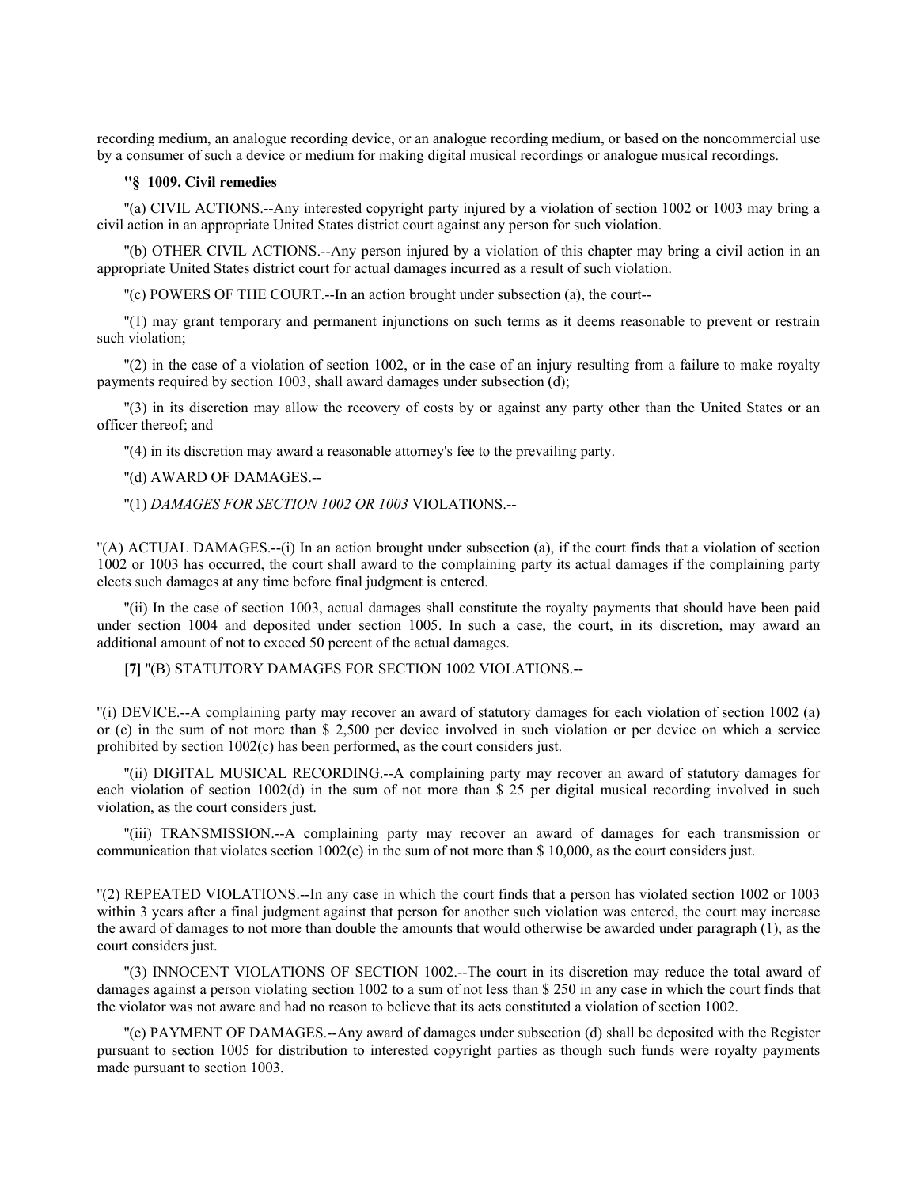recording medium, an analogue recording device, or an analogue recording medium, or based on the noncommercial use by a consumer of such a device or medium for making digital musical recordings or analogue musical recordings.

**"§ 1009. Civil remedies**

"(a) CIVIL ACTIONS.--Any interested copyright party injured by a violation of section 1002 or 1003 may bring a civil action in an appropriate United States district court against any person for such violation.

"(b) OTHER CIVIL ACTIONS.--Any person injured by a violation of this chapter may bring a civil action in an appropriate United States district court for actual damages incurred as a result of such violation.

"(c) POWERS OF THE COURT.--In an action brought under subsection (a), the court--

"(1) may grant temporary and permanent injunctions on such terms as it deems reasonable to prevent or restrain such violation;

"(2) in the case of a violation of section 1002, or in the case of an injury resulting from a failure to make royalty payments required by section 1003, shall award damages under subsection (d);

"(3) in its discretion may allow the recovery of costs by or against any party other than the United States or an officer thereof; and

"(4) in its discretion may award a reasonable attorney's fee to the prevailing party.

"(d) AWARD OF DAMAGES.--

"(1) *DAMAGES FOR SECTION 1002 OR 1003* VIOLATIONS.--

"(A) ACTUAL DAMAGES.--(i) In an action brought under subsection (a), if the court finds that a violation of section 1002 or 1003 has occurred, the court shall award to the complaining party its actual damages if the complaining party elects such damages at any time before final judgment is entered.

"(ii) In the case of section 1003, actual damages shall constitute the royalty payments that should have been paid under section 1004 and deposited under section 1005. In such a case, the court, in its discretion, may award an additional amount of not to exceed 50 percent of the actual damages.

**[7]** "(B) STATUTORY DAMAGES FOR SECTION 1002 VIOLATIONS.--

"(i) DEVICE.--A complaining party may recover an award of statutory damages for each violation of section 1002 (a) or (c) in the sum of not more than $ 2,500 per device involved in such violation or per device on which a service prohibited by section 1002(c) has been performed, as the court considers just.

"(ii) DIGITAL MUSICAL RECORDING.--A complaining party may recover an award of statutory damages for each violation of section 1002(d) in the sum of not more than $ 25 per digital musical recording involved in such violation, as the court considers just.

"(iii) TRANSMISSION.--A complaining party may recover an award of damages for each transmission or communication that violates section 1002(e) in the sum of not more than $ 10,000, as the court considers just.

"(2) REPEATED VIOLATIONS.--In any case in which the court finds that a person has violated section 1002 or 1003 within 3 years after a final judgment against that person for another such violation was entered, the court may increase the award of damages to not more than double the amounts that would otherwise be awarded under paragraph (1), as the court considers just.

"(3) INNOCENT VIOLATIONS OF SECTION 1002.--The court in its discretion may reduce the total award of damages against a person violating section 1002 to a sum of not less than $ 250 in any case in which the court finds that the violator was not aware and had no reason to believe that its acts constituted a violation of section 1002.

"(e) PAYMENT OF DAMAGES.--Any award of damages under subsection (d) shall be deposited with the Register pursuant to section 1005 for distribution to interested copyright parties as though such funds were royalty payments made pursuant to section 1003.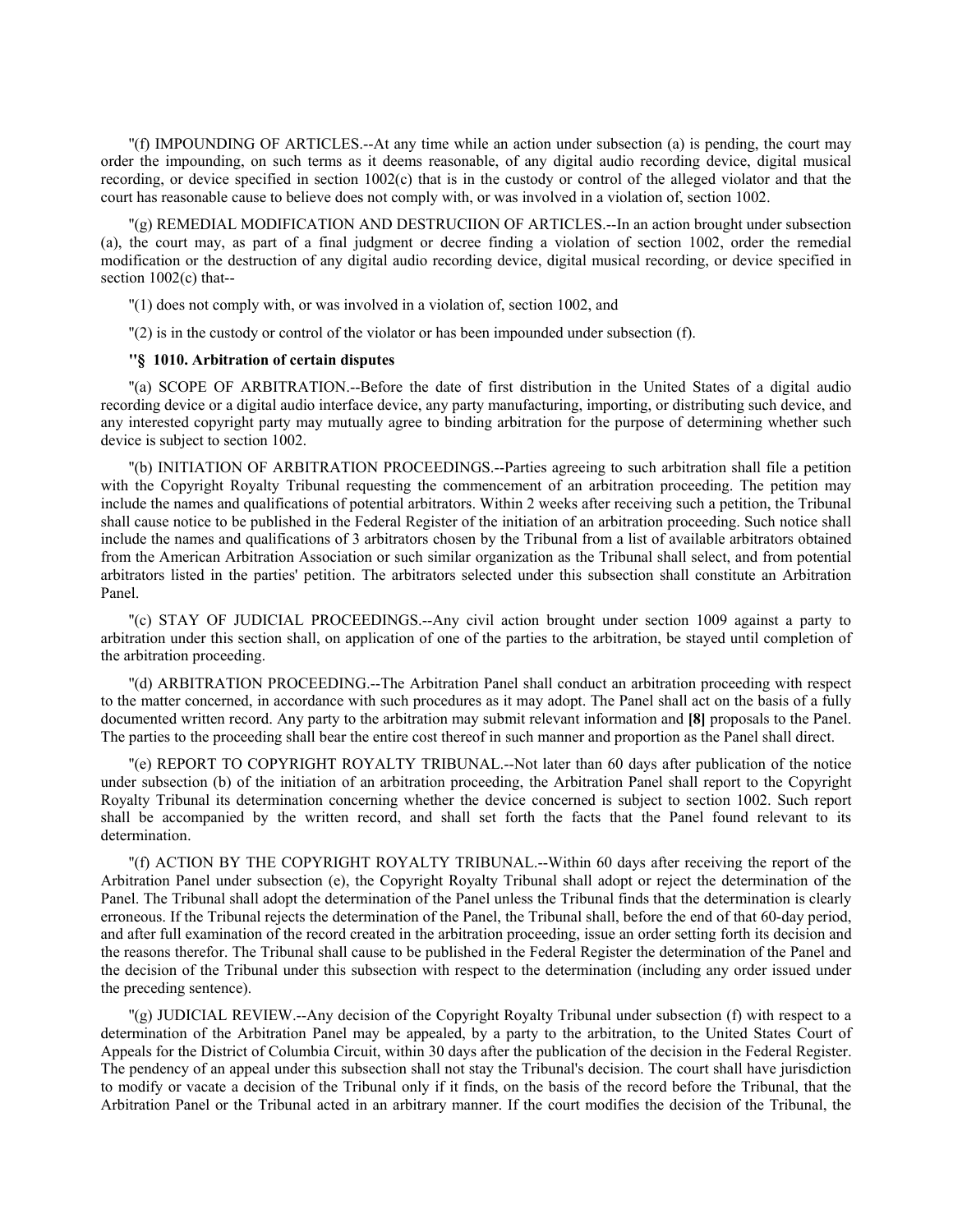"(f) IMPOUNDING OF ARTICLES.--At any time while an action under subsection (a) is pending, the court may order the impounding, on such terms as it deems reasonable, of any digital audio recording device, digital musical recording, or device specified in section 1002(c) that is in the custody or control of the alleged violator and that the court has reasonable cause to believe does not comply with, or was involved in a violation of, section 1002.

"(g) REMEDIAL MODIFICATION AND DESTRUCIION OF ARTICLES.--In an action brought under subsection (a), the court may, as part of a final judgment or decree finding a violation of section 1002, order the remedial modification or the destruction of any digital audio recording device, digital musical recording, or device specified in section 1002(c) that--

"(1) does not comply with, or was involved in a violation of, section 1002, and

"(2) is in the custody or control of the violator or has been impounded under subsection (f).

**"§ 1010. Arbitration of certain disputes**

"(a) SCOPE OF ARBITRATION.--Before the date of first distribution in the United States of a digital audio recording device or a digital audio interface device, any party manufacturing, importing, or distributing such device, and any interested copyright party may mutually agree to binding arbitration for the purpose of determining whether such device is subject to section 1002.

"(b) INITIATION OF ARBITRATION PROCEEDINGS.--Parties agreeing to such arbitration shall file a petition with the Copyright Royalty Tribunal requesting the commencement of an arbitration proceeding. The petition may include the names and qualifications of potential arbitrators. Within 2 weeks after receiving such a petition, the Tribunal shall cause notice to be published in the Federal Register of the initiation of an arbitration proceeding. Such notice shall include the names and qualifications of 3 arbitrators chosen by the Tribunal from a list of available arbitrators obtained from the American Arbitration Association or such similar organization as the Tribunal shall select, and from potential arbitrators listed in the parties' petition. The arbitrators selected under this subsection shall constitute an Arbitration Panel.

"(c) STAY OF JUDICIAL PROCEEDINGS.--Any civil action brought under section 1009 against a party to arbitration under this section shall, on application of one of the parties to the arbitration, be stayed until completion of the arbitration proceeding.

"(d) ARBITRATION PROCEEDING.--The Arbitration Panel shall conduct an arbitration proceeding with respect to the matter concerned, in accordance with such procedures as it may adopt. The Panel shall act on the basis of a fully documented written record. Any party to the arbitration may submit relevant information and **[8]** proposals to the Panel. The parties to the proceeding shall bear the entire cost thereof in such manner and proportion as the Panel shall direct.

"(e) REPORT TO COPYRIGHT ROYALTY TRIBUNAL.--Not later than 60 days after publication of the notice under subsection (b) of the initiation of an arbitration proceeding, the Arbitration Panel shall report to the Copyright Royalty Tribunal its determination concerning whether the device concerned is subject to section 1002. Such report shall be accompanied by the written record, and shall set forth the facts that the Panel found relevant to its determination.

"(f) ACTION BY THE COPYRIGHT ROYALTY TRIBUNAL.--Within 60 days after receiving the report of the Arbitration Panel under subsection (e), the Copyright Royalty Tribunal shall adopt or reject the determination of the Panel. The Tribunal shall adopt the determination of the Panel unless the Tribunal finds that the determination is clearly erroneous. If the Tribunal rejects the determination of the Panel, the Tribunal shall, before the end of that 60-day period, and after full examination of the record created in the arbitration proceeding, issue an order setting forth its decision and the reasons therefor. The Tribunal shall cause to be published in the Federal Register the determination of the Panel and the decision of the Tribunal under this subsection with respect to the determination (including any order issued under the preceding sentence).

"(g) JUDICIAL REVIEW.--Any decision of the Copyright Royalty Tribunal under subsection (f) with respect to a determination of the Arbitration Panel may be appealed, by a party to the arbitration, to the United States Court of Appeals for the District of Columbia Circuit, within 30 days after the publication of the decision in the Federal Register. The pendency of an appeal under this subsection shall not stay the Tribunal's decision. The court shall have jurisdiction to modify or vacate a decision of the Tribunal only if it finds, on the basis of the record before the Tribunal, that the Arbitration Panel or the Tribunal acted in an arbitrary manner. If the court modifies the decision of the Tribunal, the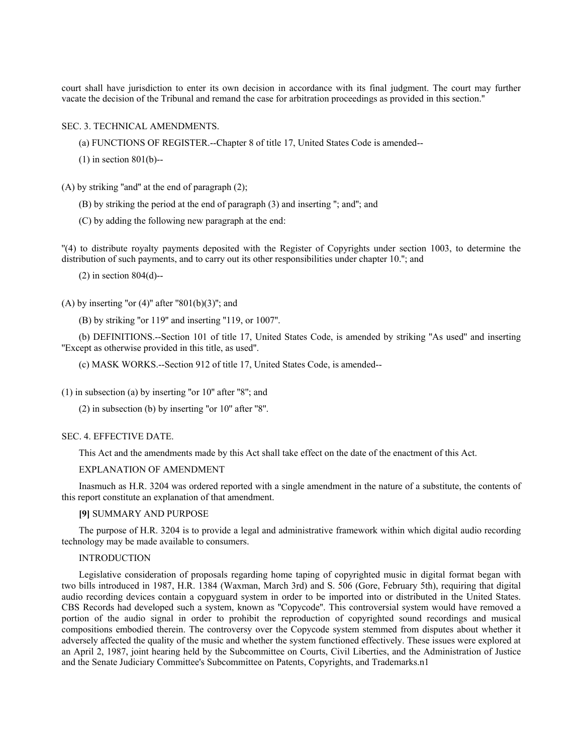court shall have jurisdiction to enter its own decision in accordance with its final judgment. The court may further vacate the decision of the Tribunal and remand the case for arbitration proceedings as provided in this section."

SEC. 3. TECHNICAL AMENDMENTS.

(a) FUNCTIONS OF REGISTER.--Chapter 8 of title 17, United States Code is amended--

(1) in section 801(b)--

(A) by striking "and" at the end of paragraph (2);

(B) by striking the period at the end of paragraph (3) and inserting "; and"; and

(C) by adding the following new paragraph at the end:

"(4) to distribute royalty payments deposited with the Register of Copyrights under section 1003, to determine the distribution of such payments, and to carry out its other responsibilities under chapter 10."; and

(2) in section 804(d)--

(A) by inserting "or (4)" after "801(b)(3)"; and

(B) by striking "or 119" and inserting "119, or 1007".

(b) DEFINITIONS.--Section 101 of title 17, United States Code, is amended by striking "As used" and inserting "Except as otherwise provided in this title, as used".

(c) MASK WORKS.--Section 912 of title 17, United States Code, is amended--

(1) in subsection (a) by inserting "or 10" after "8"; and

(2) in subsection (b) by inserting "or 10" after "8".

SEC. 4. EFFECTIVE DATE.

This Act and the amendments made by this Act shall take effect on the date of the enactment of this Act.

EXPLANATION OF AMENDMENT

Inasmuch as H.R. 3204 was ordered reported with a single amendment in the nature of a substitute, the contents of this report constitute an explanation of that amendment.

**[9]** SUMMARY AND PURPOSE

The purpose of H.R. 3204 is to provide a legal and administrative framework within which digital audio recording technology may be made available to consumers.

INTRODUCTION

Legislative consideration of proposals regarding home taping of copyrighted music in digital format began with two bills introduced in 1987, H.R. 1384 (Waxman, March 3rd) and S. 506 (Gore, February 5th), requiring that digital audio recording devices contain a copyguard system in order to be imported into or distributed in the United States. CBS Records had developed such a system, known as "Copycode". This controversial system would have removed a portion of the audio signal in order to prohibit the reproduction of copyrighted sound recordings and musical compositions embodied therein. The controversy over the Copycode system stemmed from disputes about whether it adversely affected the quality of the music and whether the system functioned effectively. These issues were explored at an April 2, 1987, joint hearing held by the Subcommittee on Courts, Civil Liberties, and the Administration of Justice and the Senate Judiciary Committee's Subcommittee on Patents, Copyrights, and Trademarks.n1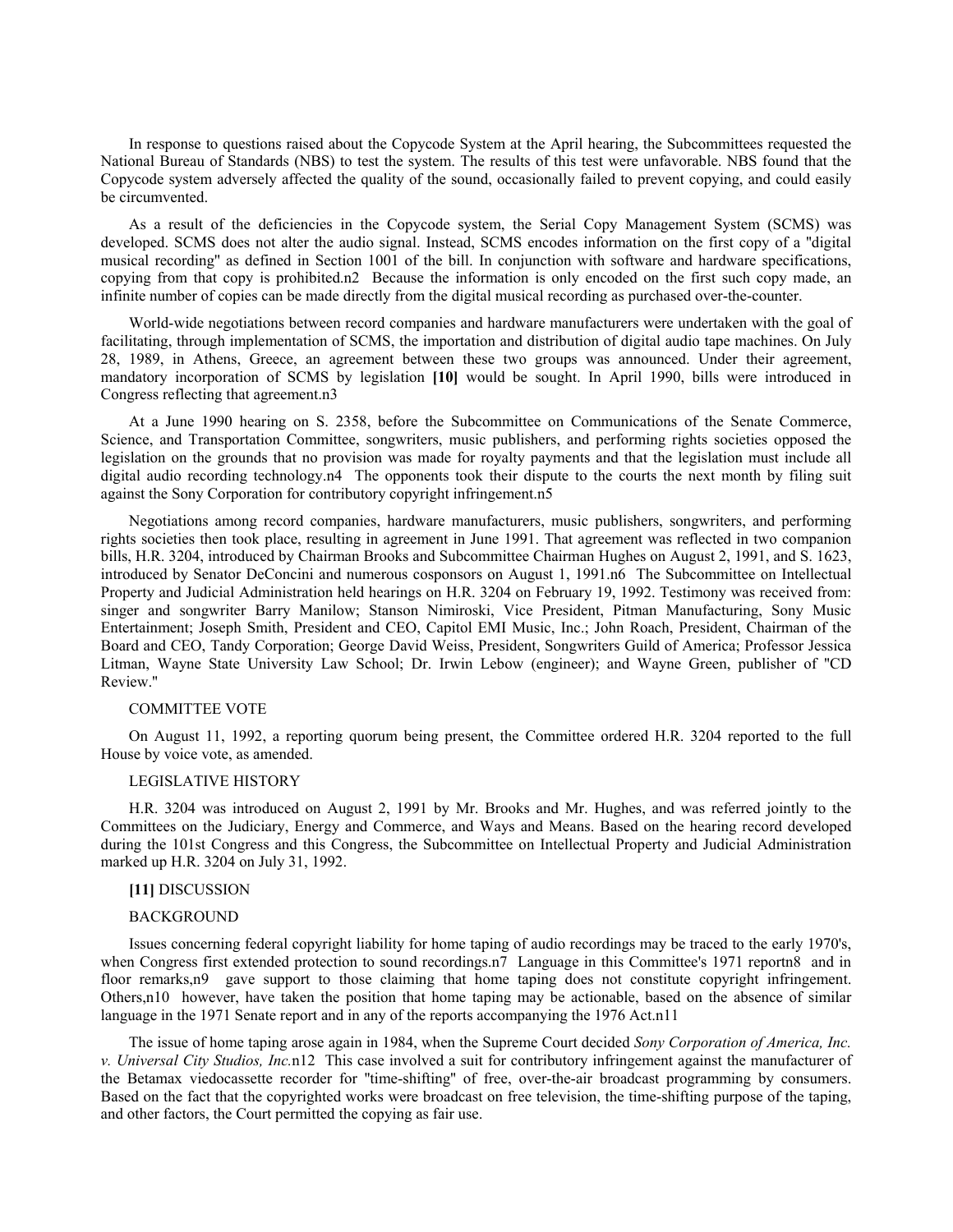In response to questions raised about the Copycode System at the April hearing, the Subcommittees requested the National Bureau of Standards (NBS) to test the system. The results of this test were unfavorable. NBS found that the Copycode system adversely affected the quality of the sound, occasionally failed to prevent copying, and could easily be circumvented.

As a result of the deficiencies in the Copycode system, the Serial Copy Management System (SCMS) was developed. SCMS does not alter the audio signal. Instead, SCMS encodes information on the first copy of a "digital musical recording" as defined in Section 1001 of the bill. In conjunction with software and hardware specifications, copying from that copy is prohibited.n2 Because the information is only encoded on the first such copy made, an infinite number of copies can be made directly from the digital musical recording as purchased over-the-counter.

World-wide negotiations between record companies and hardware manufacturers were undertaken with the goal of facilitating, through implementation of SCMS, the importation and distribution of digital audio tape machines. On July 28, 1989, in Athens, Greece, an agreement between these two groups was announced. Under their agreement, mandatory incorporation of SCMS by legislation **[10]** would be sought. In April 1990, bills were introduced in Congress reflecting that agreement.n3

At a June 1990 hearing on S. 2358, before the Subcommittee on Communications of the Senate Commerce, Science, and Transportation Committee, songwriters, music publishers, and performing rights societies opposed the legislation on the grounds that no provision was made for royalty payments and that the legislation must include all digital audio recording technology.n4 The opponents took their dispute to the courts the next month by filing suit against the Sony Corporation for contributory copyright infringement.n5

Negotiations among record companies, hardware manufacturers, music publishers, songwriters, and performing rights societies then took place, resulting in agreement in June 1991. That agreement was reflected in two companion bills, H.R. 3204, introduced by Chairman Brooks and Subcommittee Chairman Hughes on August 2, 1991, and S. 1623, introduced by Senator DeConcini and numerous cosponsors on August 1, 1991.n6 The Subcommittee on Intellectual Property and Judicial Administration held hearings on H.R. 3204 on February 19, 1992. Testimony was received from: singer and songwriter Barry Manilow; Stanson Nimiroski, Vice President, Pitman Manufacturing, Sony Music Entertainment; Joseph Smith, President and CEO, Capitol EMI Music, Inc.; John Roach, President, Chairman of the Board and CEO, Tandy Corporation; George David Weiss, President, Songwriters Guild of America; Professor Jessica Litman, Wayne State University Law School; Dr. Irwin Lebow (engineer); and Wayne Green, publisher of "CD Review."

COMMITTEE VOTE

On August 11, 1992, a reporting quorum being present, the Committee ordered H.R. 3204 reported to the full House by voice vote, as amended.

LEGISLATIVE HISTORY

H.R. 3204 was introduced on August 2, 1991 by Mr. Brooks and Mr. Hughes, and was referred jointly to the Committees on the Judiciary, Energy and Commerce, and Ways and Means. Based on the hearing record developed during the 101st Congress and this Congress, the Subcommittee on Intellectual Property and Judicial Administration marked up H.R. 3204 on July 31, 1992.

**[11]** DISCUSSION

BACKGROUND

Issues concerning federal copyright liability for home taping of audio recordings may be traced to the early 1970's, when Congress first extended protection to sound recordings.n7 Language in this Committee's 1971 reportn8 and in floor remarks,n9 gave support to those claiming that home taping does not constitute copyright infringement. Others,n10 however, have taken the position that home taping may be actionable, based on the absence of similar language in the 1971 Senate report and in any of the reports accompanying the 1976 Act.n11

The issue of home taping arose again in 1984, when the Supreme Court decided *Sony Corporation of America, Inc. v. Universal City Studios, Inc.*n12 This case involved a suit for contributory infringement against the manufacturer of the Betamax viedocassette recorder for "time-shifting" of free, over-the-air broadcast programming by consumers. Based on the fact that the copyrighted works were broadcast on free television, the time-shifting purpose of the taping, and other factors, the Court permitted the copying as fair use.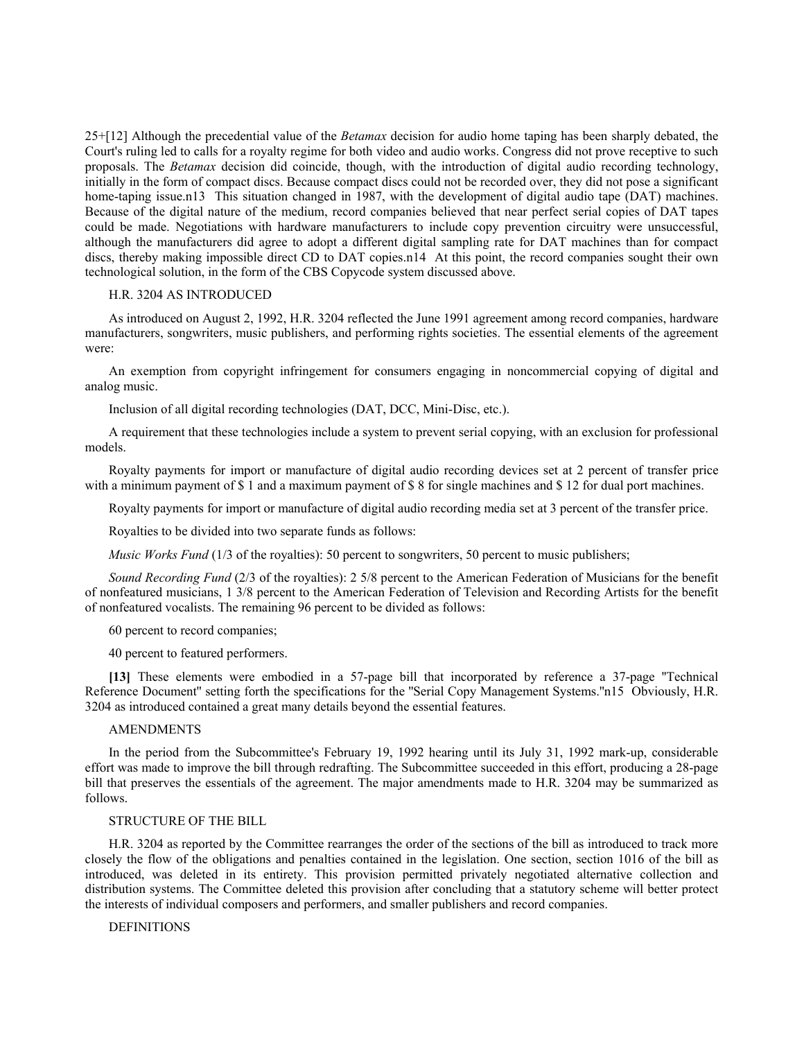25+[12] Although the precedential value of the *Betamax* decision for audio home taping has been sharply debated, the Court's ruling led to calls for a royalty regime for both video and audio works. Congress did not prove receptive to such proposals. The *Betamax* decision did coincide, though, with the introduction of digital audio recording technology, initially in the form of compact discs. Because compact discs could not be recorded over, they did not pose a significant home-taping issue.n13 This situation changed in 1987, with the development of digital audio tape (DAT) machines. Because of the digital nature of the medium, record companies believed that near perfect serial copies of DAT tapes could be made. Negotiations with hardware manufacturers to include copy prevention circuitry were unsuccessful, although the manufacturers did agree to adopt a different digital sampling rate for DAT machines than for compact discs, thereby making impossible direct CD to DAT copies.n14 At this point, the record companies sought their own technological solution, in the form of the CBS Copycode system discussed above.

H.R. 3204 AS INTRODUCED

As introduced on August 2, 1992, H.R. 3204 reflected the June 1991 agreement among record companies, hardware manufacturers, songwriters, music publishers, and performing rights societies. The essential elements of the agreement were:

An exemption from copyright infringement for consumers engaging in noncommercial copying of digital and analog music.

Inclusion of all digital recording technologies (DAT, DCC, Mini-Disc, etc.).

A requirement that these technologies include a system to prevent serial copying, with an exclusion for professional models.

Royalty payments for import or manufacture of digital audio recording devices set at 2 percent of transfer price with a minimum payment of $ 1 and a maximum payment of $ 8 for single machines and $ 12 for dual port machines.

Royalty payments for import or manufacture of digital audio recording media set at 3 percent of the transfer price.

Royalties to be divided into two separate funds as follows:

*Music Works Fund* (1/3 of the royalties): 50 percent to songwriters, 50 percent to music publishers;

*Sound Recording Fund* (2/3 of the royalties): 2 5/8 percent to the American Federation of Musicians for the benefit of nonfeatured musicians, 1 3/8 percent to the American Federation of Television and Recording Artists for the benefit of nonfeatured vocalists. The remaining 96 percent to be divided as follows:

60 percent to record companies;

40 percent to featured performers.

**[13]** These elements were embodied in a 57-page bill that incorporated by reference a 37-page "Technical Reference Document" setting forth the specifications for the "Serial Copy Management Systems."n15 Obviously, H.R. 3204 as introduced contained a great many details beyond the essential features.

AMENDMENTS

In the period from the Subcommittee's February 19, 1992 hearing until its July 31, 1992 mark-up, considerable effort was made to improve the bill through redrafting. The Subcommittee succeeded in this effort, producing a 28-page bill that preserves the essentials of the agreement. The major amendments made to H.R. 3204 may be summarized as follows.

STRUCTURE OF THE BILL

H.R. 3204 as reported by the Committee rearranges the order of the sections of the bill as introduced to track more closely the flow of the obligations and penalties contained in the legislation. One section, section 1016 of the bill as introduced, was deleted in its entirety. This provision permitted privately negotiated alternative collection and distribution systems. The Committee deleted this provision after concluding that a statutory scheme will better protect the interests of individual composers and performers, and smaller publishers and record companies.

DEFINITIONS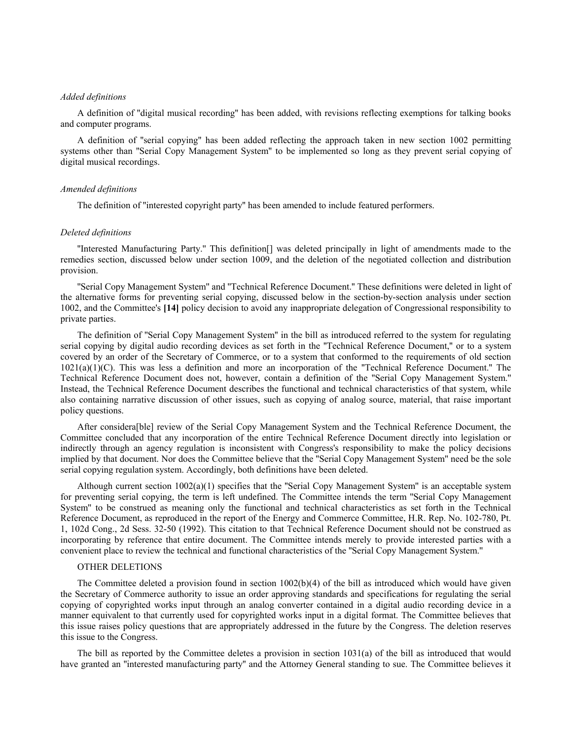*Added definitions*

A definition of "digital musical recording" has been added, with revisions reflecting exemptions for talking books and computer programs.

A definition of "serial copying" has been added reflecting the approach taken in new section 1002 permitting systems other than "Serial Copy Management System" to be implemented so long as they prevent serial copying of digital musical recordings.

*Amended definitions*

The definition of "interested copyright party" has been amended to include featured performers.

*Deleted definitions*

"Interested Manufacturing Party." This definition[] was deleted principally in light of amendments made to the remedies section, discussed below under section 1009, and the deletion of the negotiated collection and distribution provision.

"Serial Copy Management System" and "Technical Reference Document." These definitions were deleted in light of the alternative forms for preventing serial copying, discussed below in the section-by-section analysis under section 1002, and the Committee's **[14]** policy decision to avoid any inappropriate delegation of Congressional responsibility to private parties.

The definition of "Serial Copy Management System" in the bill as introduced referred to the system for regulating serial copying by digital audio recording devices as set forth in the "Technical Reference Document," or to a system covered by an order of the Secretary of Commerce, or to a system that conformed to the requirements of old section 1021(a)(1)(C). This was less a definition and more an incorporation of the "Technical Reference Document." The Technical Reference Document does not, however, contain a definition of the "Serial Copy Management System." Instead, the Technical Reference Document describes the functional and technical characteristics of that system, while also containing narrative discussion of other issues, such as copying of analog source, material, that raise important policy questions.

After considera[ble] review of the Serial Copy Management System and the Technical Reference Document, the Committee concluded that any incorporation of the entire Technical Reference Document directly into legislation or indirectly through an agency regulation is inconsistent with Congress's responsibility to make the policy decisions implied by that document. Nor does the Committee believe that the "Serial Copy Management System" need be the sole serial copying regulation system. Accordingly, both definitions have been deleted.

Although current section 1002(a)(1) specifies that the "Serial Copy Management System" is an acceptable system for preventing serial copying, the term is left undefined. The Committee intends the term "Serial Copy Management System" to be construed as meaning only the functional and technical characteristics as set forth in the Technical Reference Document, as reproduced in the report of the Energy and Commerce Committee, H.R. Rep. No. 102-780, Pt. 1, 102d Cong., 2d Sess. 32-50 (1992). This citation to that Technical Reference Document should not be construed as incorporating by reference that entire document. The Committee intends merely to provide interested parties with a convenient place to review the technical and functional characteristics of the "Serial Copy Management System."

OTHER DELETIONS

The Committee deleted a provision found in section 1002(b)(4) of the bill as introduced which would have given the Secretary of Commerce authority to issue an order approving standards and specifications for regulating the serial copying of copyrighted works input through an analog converter contained in a digital audio recording device in a manner equivalent to that currently used for copyrighted works input in a digital format. The Committee believes that this issue raises policy questions that are appropriately addressed in the future by the Congress. The deletion reserves this issue to the Congress.

The bill as reported by the Committee deletes a provision in section 1031(a) of the bill as introduced that would have granted an "interested manufacturing party" and the Attorney General standing to sue. The Committee believes it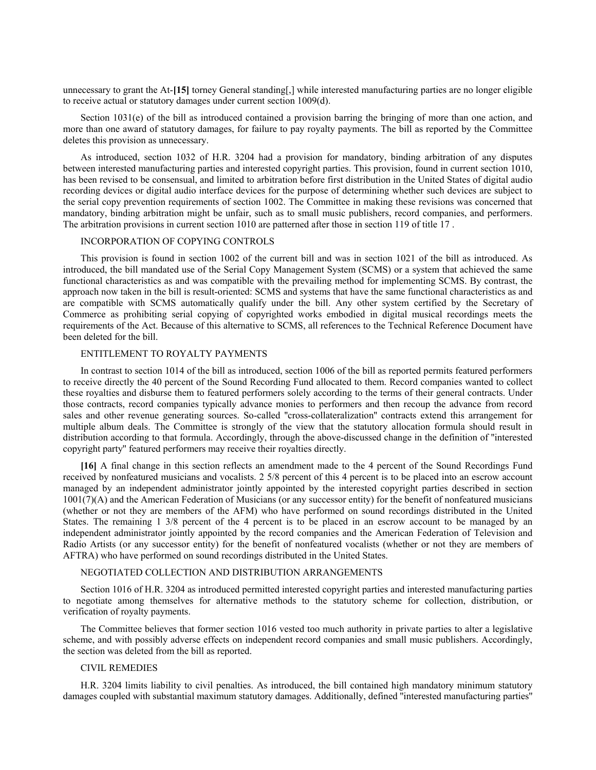unnecessary to grant the At-**[15]** torney General standing[,] while interested manufacturing parties are no longer eligible to receive actual or statutory damages under current section 1009(d).

Section 1031(e) of the bill as introduced contained a provision barring the bringing of more than one action, and more than one award of statutory damages, for failure to pay royalty payments. The bill as reported by the Committee deletes this provision as unnecessary.

As introduced, section 1032 of H.R. 3204 had a provision for mandatory, binding arbitration of any disputes between interested manufacturing parties and interested copyright parties. This provision, found in current section 1010, has been revised to be consensual, and limited to arbitration before first distribution in the United States of digital audio recording devices or digital audio interface devices for the purpose of determining whether such devices are subject to the serial copy prevention requirements of section 1002. The Committee in making these revisions was concerned that mandatory, binding arbitration might be unfair, such as to small music publishers, record companies, and performers. The arbitration provisions in current section 1010 are patterned after those in section 119 of title 17 .

INCORPORATION OF COPYING CONTROLS

This provision is found in section 1002 of the current bill and was in section 1021 of the bill as introduced. As introduced, the bill mandated use of the Serial Copy Management System (SCMS) or a system that achieved the same functional characteristics as and was compatible with the prevailing method for implementing SCMS. By contrast, the approach now taken in the bill is result-oriented: SCMS and systems that have the same functional characteristics as and are compatible with SCMS automatically qualify under the bill. Any other system certified by the Secretary of Commerce as prohibiting serial copying of copyrighted works embodied in digital musical recordings meets the requirements of the Act. Because of this alternative to SCMS, all references to the Technical Reference Document have been deleted for the bill.

ENTITLEMENT TO ROYALTY PAYMENTS

In contrast to section 1014 of the bill as introduced, section 1006 of the bill as reported permits featured performers to receive directly the 40 percent of the Sound Recording Fund allocated to them. Record companies wanted to collect these royalties and disburse them to featured performers solely according to the terms of their general contracts. Under those contracts, record companies typically advance monies to performers and then recoup the advance from record sales and other revenue generating sources. So-called "cross-collateralization" contracts extend this arrangement for multiple album deals. The Committee is strongly of the view that the statutory allocation formula should result in distribution according to that formula. Accordingly, through the above-discussed change in the definition of "interested copyright party" featured performers may receive their royalties directly.

**[16]** A final change in this section reflects an amendment made to the 4 percent of the Sound Recordings Fund received by nonfeatured musicians and vocalists. 2 5/8 percent of this 4 percent is to be placed into an escrow account managed by an independent administrator jointly appointed by the interested copyright parties described in section 1001(7)(A) and the American Federation of Musicians (or any successor entity) for the benefit of nonfeatured musicians (whether or not they are members of the AFM) who have performed on sound recordings distributed in the United States. The remaining 1 3/8 percent of the 4 percent is to be placed in an escrow account to be managed by an independent administrator jointly appointed by the record companies and the American Federation of Television and Radio Artists (or any successor entity) for the benefit of nonfeatured vocalists (whether or not they are members of AFTRA) who have performed on sound recordings distributed in the United States.

NEGOTIATED COLLECTION AND DISTRIBUTION ARRANGEMENTS

Section 1016 of H.R. 3204 as introduced permitted interested copyright parties and interested manufacturing parties to negotiate among themselves for alternative methods to the statutory scheme for collection, distribution, or verification of royalty payments.

The Committee believes that former section 1016 vested too much authority in private parties to alter a legislative scheme, and with possibly adverse effects on independent record companies and small music publishers. Accordingly, the section was deleted from the bill as reported.

CIVIL REMEDIES

H.R. 3204 limits liability to civil penalties. As introduced, the bill contained high mandatory minimum statutory damages coupled with substantial maximum statutory damages. Additionally, defined "interested manufacturing parties"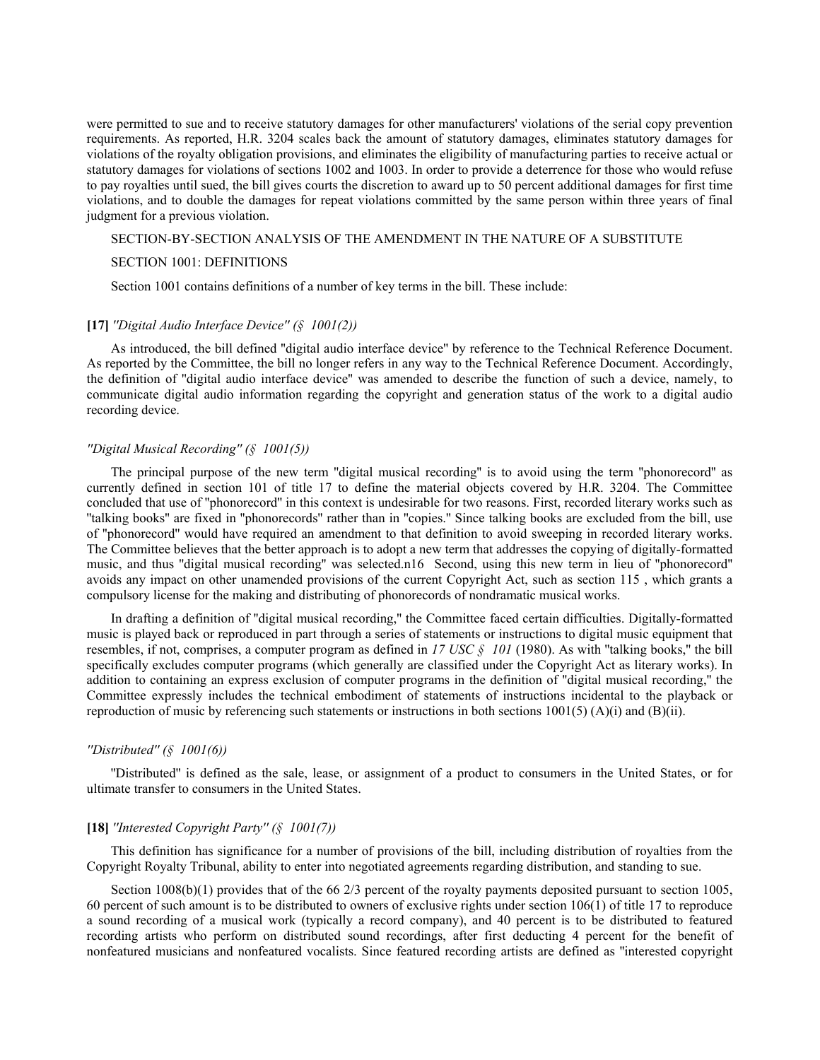were permitted to sue and to receive statutory damages for other manufacturers' violations of the serial copy prevention requirements. As reported, H.R. 3204 scales back the amount of statutory damages, eliminates statutory damages for violations of the royalty obligation provisions, and eliminates the eligibility of manufacturing parties to receive actual or statutory damages for violations of sections 1002 and 1003. In order to provide a deterrence for those who would refuse to pay royalties until sued, the bill gives courts the discretion to award up to 50 percent additional damages for first time violations, and to double the damages for repeat violations committed by the same person within three years of final judgment for a previous violation.

SECTION-BY-SECTION ANALYSIS OF THE AMENDMENT IN THE NATURE OF A SUBSTITUTE

SECTION 1001: DEFINITIONS

Section 1001 contains definitions of a number of key terms in the bill. These include:

**[17]** *"Digital Audio Interface Device" (§ 1001(2))*

As introduced, the bill defined "digital audio interface device" by reference to the Technical Reference Document. As reported by the Committee, the bill no longer refers in any way to the Technical Reference Document. Accordingly, the definition of "digital audio interface device" was amended to describe the function of such a device, namely, to communicate digital audio information regarding the copyright and generation status of the work to a digital audio recording device.

*"Digital Musical Recording" (§ 1001(5))*

The principal purpose of the new term "digital musical recording" is to avoid using the term "phonorecord" as currently defined in section 101 of title 17 to define the material objects covered by H.R. 3204. The Committee concluded that use of "phonorecord" in this context is undesirable for two reasons. First, recorded literary works such as "talking books" are fixed in "phonorecords" rather than in "copies." Since talking books are excluded from the bill, use of "phonorecord" would have required an amendment to that definition to avoid sweeping in recorded literary works. The Committee believes that the better approach is to adopt a new term that addresses the copying of digitally-formatted music, and thus "digital musical recording" was selected.n16 Second, using this new term in lieu of "phonorecord" avoids any impact on other unamended provisions of the current Copyright Act, such as section 115 , which grants a compulsory license for the making and distributing of phonorecords of nondramatic musical works.

In drafting a definition of "digital musical recording," the Committee faced certain difficulties. Digitally-formatted music is played back or reproduced in part through a series of statements or instructions to digital music equipment that resembles, if not, comprises, a computer program as defined in *17 USC § 101* (1980). As with "talking books," the bill specifically excludes computer programs (which generally are classified under the Copyright Act as literary works). In addition to containing an express exclusion of computer programs in the definition of "digital musical recording," the Committee expressly includes the technical embodiment of statements of instructions incidental to the playback or reproduction of music by referencing such statements or instructions in both sections 1001(5) (A)(i) and (B)(ii).

*"Distributed" (§ 1001(6))*

"Distributed" is defined as the sale, lease, or assignment of a product to consumers in the United States, or for ultimate transfer to consumers in the United States.

**[18]** *"Interested Copyright Party" (§ 1001(7))*

This definition has significance for a number of provisions of the bill, including distribution of royalties from the Copyright Royalty Tribunal, ability to enter into negotiated agreements regarding distribution, and standing to sue.

Section 1008(b)(1) provides that of the 66 2/3 percent of the royalty payments deposited pursuant to section 1005, 60 percent of such amount is to be distributed to owners of exclusive rights under section 106(1) of title 17 to reproduce a sound recording of a musical work (typically a record company), and 40 percent is to be distributed to featured recording artists who perform on distributed sound recordings, after first deducting 4 percent for the benefit of nonfeatured musicians and nonfeatured vocalists. Since featured recording artists are defined as "interested copyright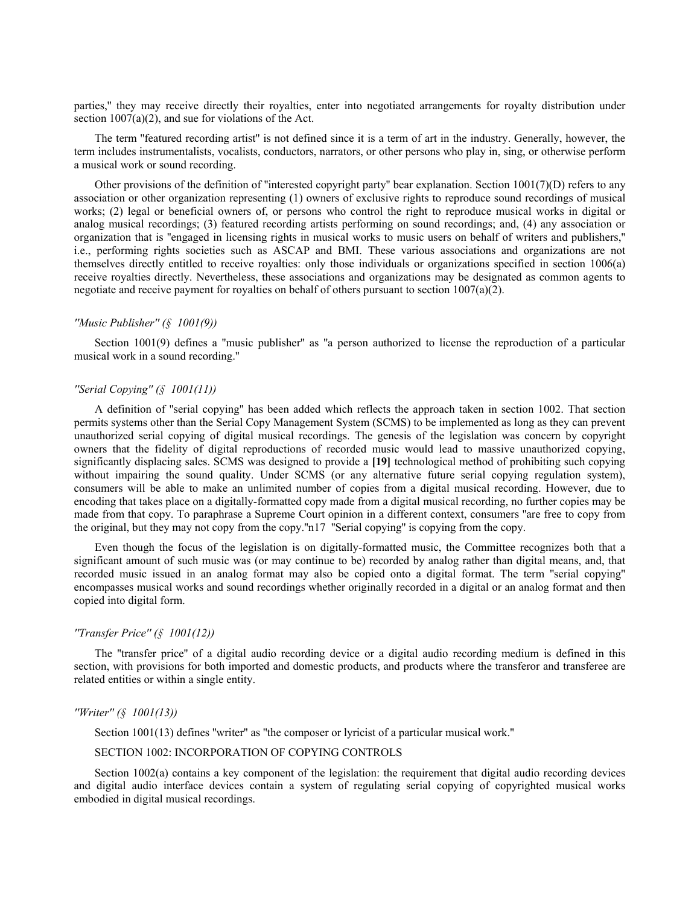parties," they may receive directly their royalties, enter into negotiated arrangements for royalty distribution under section 1007(a)(2), and sue for violations of the Act.

The term "featured recording artist" is not defined since it is a term of art in the industry. Generally, however, the term includes instrumentalists, vocalists, conductors, narrators, or other persons who play in, sing, or otherwise perform a musical work or sound recording.

Other provisions of the definition of "interested copyright party" bear explanation. Section 1001(7)(D) refers to any association or other organization representing (1) owners of exclusive rights to reproduce sound recordings of musical works; (2) legal or beneficial owners of, or persons who control the right to reproduce musical works in digital or analog musical recordings; (3) featured recording artists performing on sound recordings; and, (4) any association or organization that is "engaged in licensing rights in musical works to music users on behalf of writers and publishers," i.e., performing rights societies such as ASCAP and BMI. These various associations and organizations are not themselves directly entitled to receive royalties: only those individuals or organizations specified in section 1006(a) receive royalties directly. Nevertheless, these associations and organizations may be designated as common agents to negotiate and receive payment for royalties on behalf of others pursuant to section 1007(a)(2).

*"Music Publisher" (§ 1001(9))*

Section 1001(9) defines a "music publisher" as "a person authorized to license the reproduction of a particular musical work in a sound recording."

*"Serial Copying" (§ 1001(11))*

A definition of "serial copying" has been added which reflects the approach taken in section 1002. That section permits systems other than the Serial Copy Management System (SCMS) to be implemented as long as they can prevent unauthorized serial copying of digital musical recordings. The genesis of the legislation was concern by copyright owners that the fidelity of digital reproductions of recorded music would lead to massive unauthorized copying, significantly displacing sales. SCMS was designed to provide a **[19]** technological method of prohibiting such copying without impairing the sound quality. Under SCMS (or any alternative future serial copying regulation system), consumers will be able to make an unlimited number of copies from a digital musical recording. However, due to encoding that takes place on a digitally-formatted copy made from a digital musical recording, no further copies may be made from that copy. To paraphrase a Supreme Court opinion in a different context, consumers "are free to copy from the original, but they may not copy from the copy."n17 "Serial copying" is copying from the copy.

Even though the focus of the legislation is on digitally-formatted music, the Committee recognizes both that a significant amount of such music was (or may continue to be) recorded by analog rather than digital means, and, that recorded music issued in an analog format may also be copied onto a digital format. The term "serial copying" encompasses musical works and sound recordings whether originally recorded in a digital or an analog format and then copied into digital form.

*"Transfer Price" (§ 1001(12))*

The "transfer price" of a digital audio recording device or a digital audio recording medium is defined in this section, with provisions for both imported and domestic products, and products where the transferor and transferee are related entities or within a single entity.

*"Writer" (§ 1001(13))*

Section 1001(13) defines "writer" as "the composer or lyricist of a particular musical work."

SECTION 1002: INCORPORATION OF COPYING CONTROLS

Section 1002(a) contains a key component of the legislation: the requirement that digital audio recording devices and digital audio interface devices contain a system of regulating serial copying of copyrighted musical works embodied in digital musical recordings.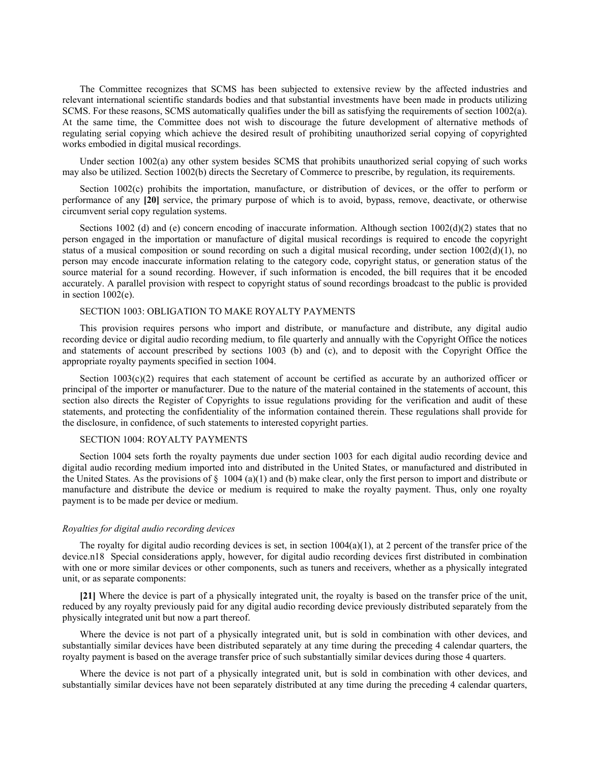The Committee recognizes that SCMS has been subjected to extensive review by the affected industries and relevant international scientific standards bodies and that substantial investments have been made in products utilizing SCMS. For these reasons, SCMS automatically qualifies under the bill as satisfying the requirements of section 1002(a). At the same time, the Committee does not wish to discourage the future development of alternative methods of regulating serial copying which achieve the desired result of prohibiting unauthorized serial copying of copyrighted works embodied in digital musical recordings.

Under section 1002(a) any other system besides SCMS that prohibits unauthorized serial copying of such works may also be utilized. Section 1002(b) directs the Secretary of Commerce to prescribe, by regulation, its requirements.

Section 1002(c) prohibits the importation, manufacture, or distribution of devices, or the offer to perform or performance of any **[20]** service, the primary purpose of which is to avoid, bypass, remove, deactivate, or otherwise circumvent serial copy regulation systems.

Sections 1002 (d) and (e) concern encoding of inaccurate information. Although section 1002(d)(2) states that no person engaged in the importation or manufacture of digital musical recordings is required to encode the copyright status of a musical composition or sound recording on such a digital musical recording, under section 1002(d)(1), no person may encode inaccurate information relating to the category code, copyright status, or generation status of the source material for a sound recording. However, if such information is encoded, the bill requires that it be encoded accurately. A parallel provision with respect to copyright status of sound recordings broadcast to the public is provided in section 1002(e).

SECTION 1003: OBLIGATION TO MAKE ROYALTY PAYMENTS

This provision requires persons who import and distribute, or manufacture and distribute, any digital audio recording device or digital audio recording medium, to file quarterly and annually with the Copyright Office the notices and statements of account prescribed by sections 1003 (b) and (c), and to deposit with the Copyright Office the appropriate royalty payments specified in section 1004.

Section 1003(c)(2) requires that each statement of account be certified as accurate by an authorized officer or principal of the importer or manufacturer. Due to the nature of the material contained in the statements of account, this section also directs the Register of Copyrights to issue regulations providing for the verification and audit of these statements, and protecting the confidentiality of the information contained therein. These regulations shall provide for the disclosure, in confidence, of such statements to interested copyright parties.

SECTION 1004: ROYALTY PAYMENTS

Section 1004 sets forth the royalty payments due under section 1003 for each digital audio recording device and digital audio recording medium imported into and distributed in the United States, or manufactured and distributed in the United States. As the provisions of § 1004 (a)(1) and (b) make clear, only the first person to import and distribute or manufacture and distribute the device or medium is required to make the royalty payment. Thus, only one royalty payment is to be made per device or medium.

*Royalties for digital audio recording devices*

The royalty for digital audio recording devices is set, in section 1004(a)(1), at 2 percent of the transfer price of the device.n18 Special considerations apply, however, for digital audio recording devices first distributed in combination with one or more similar devices or other components, such as tuners and receivers, whether as a physically integrated unit, or as separate components:

**[21]** Where the device is part of a physically integrated unit, the royalty is based on the transfer price of the unit, reduced by any royalty previously paid for any digital audio recording device previously distributed separately from the physically integrated unit but now a part thereof.

Where the device is not part of a physically integrated unit, but is sold in combination with other devices, and substantially similar devices have been distributed separately at any time during the preceding 4 calendar quarters, the royalty payment is based on the average transfer price of such substantially similar devices during those 4 quarters.

Where the device is not part of a physically integrated unit, but is sold in combination with other devices, and substantially similar devices have not been separately distributed at any time during the preceding 4 calendar quarters,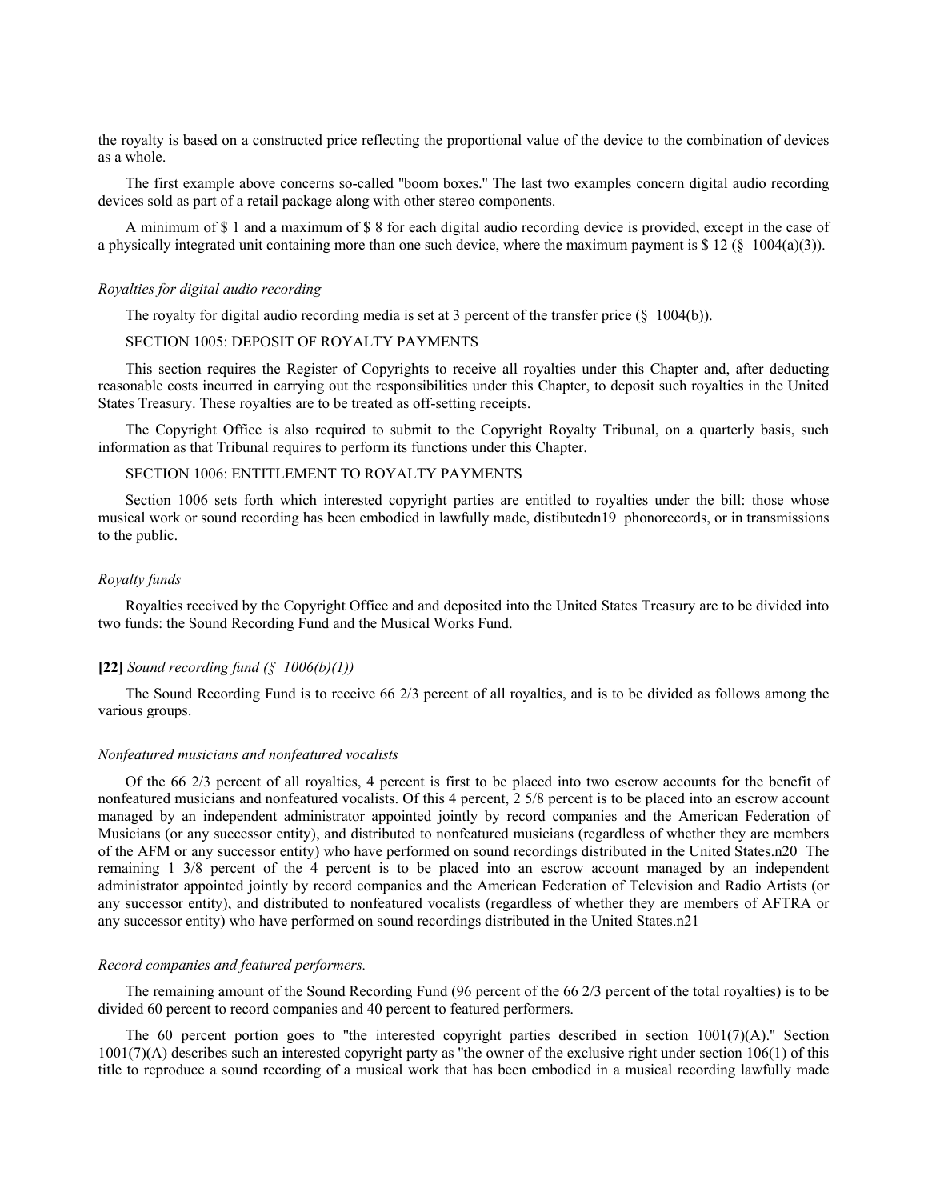the royalty is based on a constructed price reflecting the proportional value of the device to the combination of devices as a whole.

The first example above concerns so-called "boom boxes." The last two examples concern digital audio recording devices sold as part of a retail package along with other stereo components.

A minimum of $ 1 and a maximum of $ 8 for each digital audio recording device is provided, except in the case of a physically integrated unit containing more than one such device, where the maximum payment is $ 12 (§ 1004(a)(3)).

*Royalties for digital audio recording*

The royalty for digital audio recording media is set at 3 percent of the transfer price (§ 1004(b)).

SECTION 1005: DEPOSIT OF ROYALTY PAYMENTS

This section requires the Register of Copyrights to receive all royalties under this Chapter and, after deducting reasonable costs incurred in carrying out the responsibilities under this Chapter, to deposit such royalties in the United States Treasury. These royalties are to be treated as off-setting receipts.

The Copyright Office is also required to submit to the Copyright Royalty Tribunal, on a quarterly basis, such information as that Tribunal requires to perform its functions under this Chapter.

SECTION 1006: ENTITLEMENT TO ROYALTY PAYMENTS

Section 1006 sets forth which interested copyright parties are entitled to royalties under the bill: those whose musical work or sound recording has been embodied in lawfully made, distibutedn19 phonorecords, or in transmissions to the public.

*Royalty funds*

Royalties received by the Copyright Office and and deposited into the United States Treasury are to be divided into two funds: the Sound Recording Fund and the Musical Works Fund.

**[22]** *Sound recording fund (§ 1006(b)(1))*

The Sound Recording Fund is to receive 66 2/3 percent of all royalties, and is to be divided as follows among the various groups.

*Nonfeatured musicians and nonfeatured vocalists*

Of the 66 2/3 percent of all royalties, 4 percent is first to be placed into two escrow accounts for the benefit of nonfeatured musicians and nonfeatured vocalists. Of this 4 percent, 2 5/8 percent is to be placed into an escrow account managed by an independent administrator appointed jointly by record companies and the American Federation of Musicians (or any successor entity), and distributed to nonfeatured musicians (regardless of whether they are members of the AFM or any successor entity) who have performed on sound recordings distributed in the United States.n20 The remaining 1 3/8 percent of the 4 percent is to be placed into an escrow account managed by an independent administrator appointed jointly by record companies and the American Federation of Television and Radio Artists (or any successor entity), and distributed to nonfeatured vocalists (regardless of whether they are members of AFTRA or any successor entity) who have performed on sound recordings distributed in the United States.n21

*Record companies and featured performers.*

The remaining amount of the Sound Recording Fund (96 percent of the 66 2/3 percent of the total royalties) is to be divided 60 percent to record companies and 40 percent to featured performers.

The 60 percent portion goes to "the interested copyright parties described in section 1001(7)(A)." Section 1001(7)(A) describes such an interested copyright party as "the owner of the exclusive right under section 106(1) of this title to reproduce a sound recording of a musical work that has been embodied in a musical recording lawfully made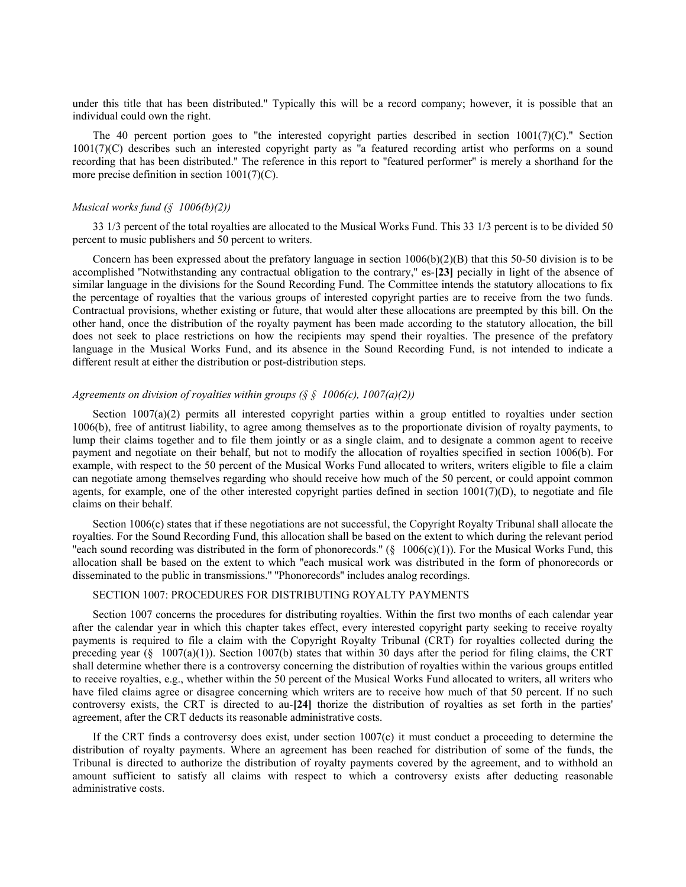under this title that has been distributed." Typically this will be a record company; however, it is possible that an individual could own the right.

The 40 percent portion goes to "the interested copyright parties described in section 1001(7)(C)." Section 1001(7)(C) describes such an interested copyright party as "a featured recording artist who performs on a sound recording that has been distributed." The reference in this report to "featured performer" is merely a shorthand for the more precise definition in section 1001(7)(C).

*Musical works fund (§ 1006(b)(2))*

33 1/3 percent of the total royalties are allocated to the Musical Works Fund. This 33 1/3 percent is to be divided 50 percent to music publishers and 50 percent to writers.

Concern has been expressed about the prefatory language in section 1006(b)(2)(B) that this 50-50 division is to be accomplished "Notwithstanding any contractual obligation to the contrary," es-**[23]** pecially in light of the absence of similar language in the divisions for the Sound Recording Fund. The Committee intends the statutory allocations to fix the percentage of royalties that the various groups of interested copyright parties are to receive from the two funds. Contractual provisions, whether existing or future, that would alter these allocations are preempted by this bill. On the other hand, once the distribution of the royalty payment has been made according to the statutory allocation, the bill does not seek to place restrictions on how the recipients may spend their royalties. The presence of the prefatory language in the Musical Works Fund, and its absence in the Sound Recording Fund, is not intended to indicate a different result at either the distribution or post-distribution steps.

*Agreements on division of royalties within groups (§ § 1006(c), 1007(a)(2))*

Section 1007(a)(2) permits all interested copyright parties within a group entitled to royalties under section 1006(b), free of antitrust liability, to agree among themselves as to the proportionate division of royalty payments, to lump their claims together and to file them jointly or as a single claim, and to designate a common agent to receive payment and negotiate on their behalf, but not to modify the allocation of royalties specified in section 1006(b). For example, with respect to the 50 percent of the Musical Works Fund allocated to writers, writers eligible to file a claim can negotiate among themselves regarding who should receive how much of the 50 percent, or could appoint common agents, for example, one of the other interested copyright parties defined in section 1001(7)(D), to negotiate and file claims on their behalf.

Section 1006(c) states that if these negotiations are not successful, the Copyright Royalty Tribunal shall allocate the royalties. For the Sound Recording Fund, this allocation shall be based on the extent to which during the relevant period "each sound recording was distributed in the form of phonorecords." (§ 1006(c)(1)). For the Musical Works Fund, this allocation shall be based on the extent to which "each musical work was distributed in the form of phonorecords or disseminated to the public in transmissions." "Phonorecords" includes analog recordings.

SECTION 1007: PROCEDURES FOR DISTRIBUTING ROYALTY PAYMENTS

Section 1007 concerns the procedures for distributing royalties. Within the first two months of each calendar year after the calendar year in which this chapter takes effect, every interested copyright party seeking to receive royalty payments is required to file a claim with the Copyright Royalty Tribunal (CRT) for royalties collected during the preceding year (§ 1007(a)(1)). Section 1007(b) states that within 30 days after the period for filing claims, the CRT shall determine whether there is a controversy concerning the distribution of royalties within the various groups entitled to receive royalties, e.g., whether within the 50 percent of the Musical Works Fund allocated to writers, all writers who have filed claims agree or disagree concerning which writers are to receive how much of that 50 percent. If no such controversy exists, the CRT is directed to au-**[24]** thorize the distribution of royalties as set forth in the parties' agreement, after the CRT deducts its reasonable administrative costs.

If the CRT finds a controversy does exist, under section 1007(c) it must conduct a proceeding to determine the distribution of royalty payments. Where an agreement has been reached for distribution of some of the funds, the Tribunal is directed to authorize the distribution of royalty payments covered by the agreement, and to withhold an amount sufficient to satisfy all claims with respect to which a controversy exists after deducting reasonable administrative costs.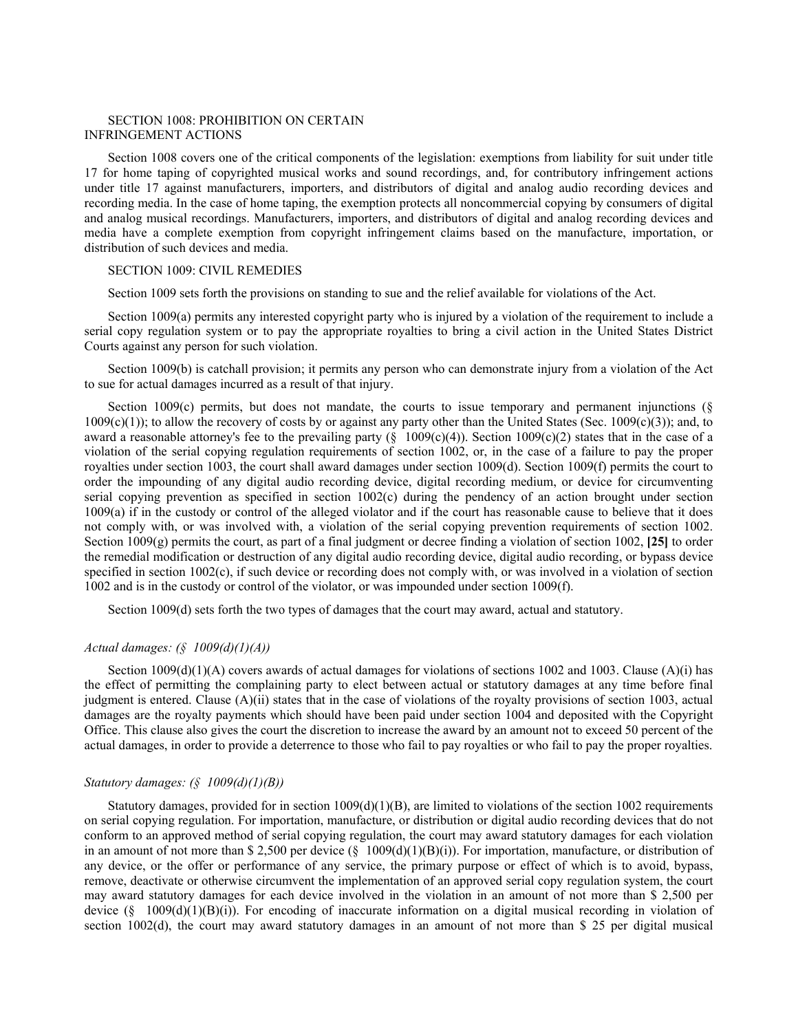SECTION 1008: PROHIBITION ON CERTAIN INFRINGEMENT ACTIONS

Section 1008 covers one of the critical components of the legislation: exemptions from liability for suit under title 17 for home taping of copyrighted musical works and sound recordings, and, for contributory infringement actions under title 17 against manufacturers, importers, and distributors of digital and analog audio recording devices and recording media. In the case of home taping, the exemption protects all noncommercial copying by consumers of digital and analog musical recordings. Manufacturers, importers, and distributors of digital and analog recording devices and media have a complete exemption from copyright infringement claims based on the manufacture, importation, or distribution of such devices and media.

SECTION 1009: CIVIL REMEDIES

Section 1009 sets forth the provisions on standing to sue and the relief available for violations of the Act.

Section 1009(a) permits any interested copyright party who is injured by a violation of the requirement to include a serial copy regulation system or to pay the appropriate royalties to bring a civil action in the United States District Courts against any person for such violation.

Section 1009(b) is catchall provision; it permits any person who can demonstrate injury from a violation of the Act to sue for actual damages incurred as a result of that injury.

Section 1009(c) permits, but does not mandate, the courts to issue temporary and permanent injunctions (§ 1009(c)(1)); to allow the recovery of costs by or against any party other than the United States (Sec. 1009(c)(3)); and, to award a reasonable attorney's fee to the prevailing party (§ 1009(c)(4)). Section 1009(c)(2) states that in the case of a violation of the serial copying regulation requirements of section 1002, or, in the case of a failure to pay the proper royalties under section 1003, the court shall award damages under section 1009(d). Section 1009(f) permits the court to order the impounding of any digital audio recording device, digital recording medium, or device for circumventing serial copying prevention as specified in section 1002(c) during the pendency of an action brought under section 1009(a) if in the custody or control of the alleged violator and if the court has reasonable cause to believe that it does not comply with, or was involved with, a violation of the serial copying prevention requirements of section 1002. Section 1009(g) permits the court, as part of a final judgment or decree finding a violation of section 1002, **[25]** to order the remedial modification or destruction of any digital audio recording device, digital audio recording, or bypass device specified in section 1002(c), if such device or recording does not comply with, or was involved in a violation of section 1002 and is in the custody or control of the violator, or was impounded under section 1009(f).

Section 1009(d) sets forth the two types of damages that the court may award, actual and statutory.

*Actual damages: (§ 1009(d)(1)(A))*

Section 1009(d)(1)(A) covers awards of actual damages for violations of sections 1002 and 1003. Clause (A)(i) has the effect of permitting the complaining party to elect between actual or statutory damages at any time before final judgment is entered. Clause (A)(ii) states that in the case of violations of the royalty provisions of section 1003, actual damages are the royalty payments which should have been paid under section 1004 and deposited with the Copyright Office. This clause also gives the court the discretion to increase the award by an amount not to exceed 50 percent of the actual damages, in order to provide a deterrence to those who fail to pay royalties or who fail to pay the proper royalties.

*Statutory damages: (§ 1009(d)(1)(B))*

Statutory damages, provided for in section 1009(d)(1)(B), are limited to violations of the section 1002 requirements on serial copying regulation. For importation, manufacture, or distribution or digital audio recording devices that do not conform to an approved method of serial copying regulation, the court may award statutory damages for each violation in an amount of not more than $ 2,500 per device (§ 1009(d)(1)(B)(i)). For importation, manufacture, or distribution of any device, or the offer or performance of any service, the primary purpose or effect of which is to avoid, bypass, remove, deactivate or otherwise circumvent the implementation of an approved serial copy regulation system, the court may award statutory damages for each device involved in the violation in an amount of not more than $ 2,500 per device (§ 1009(d)(1)(B)(i)). For encoding of inaccurate information on a digital musical recording in violation of section 1002(d), the court may award statutory damages in an amount of not more than $ 25 per digital musical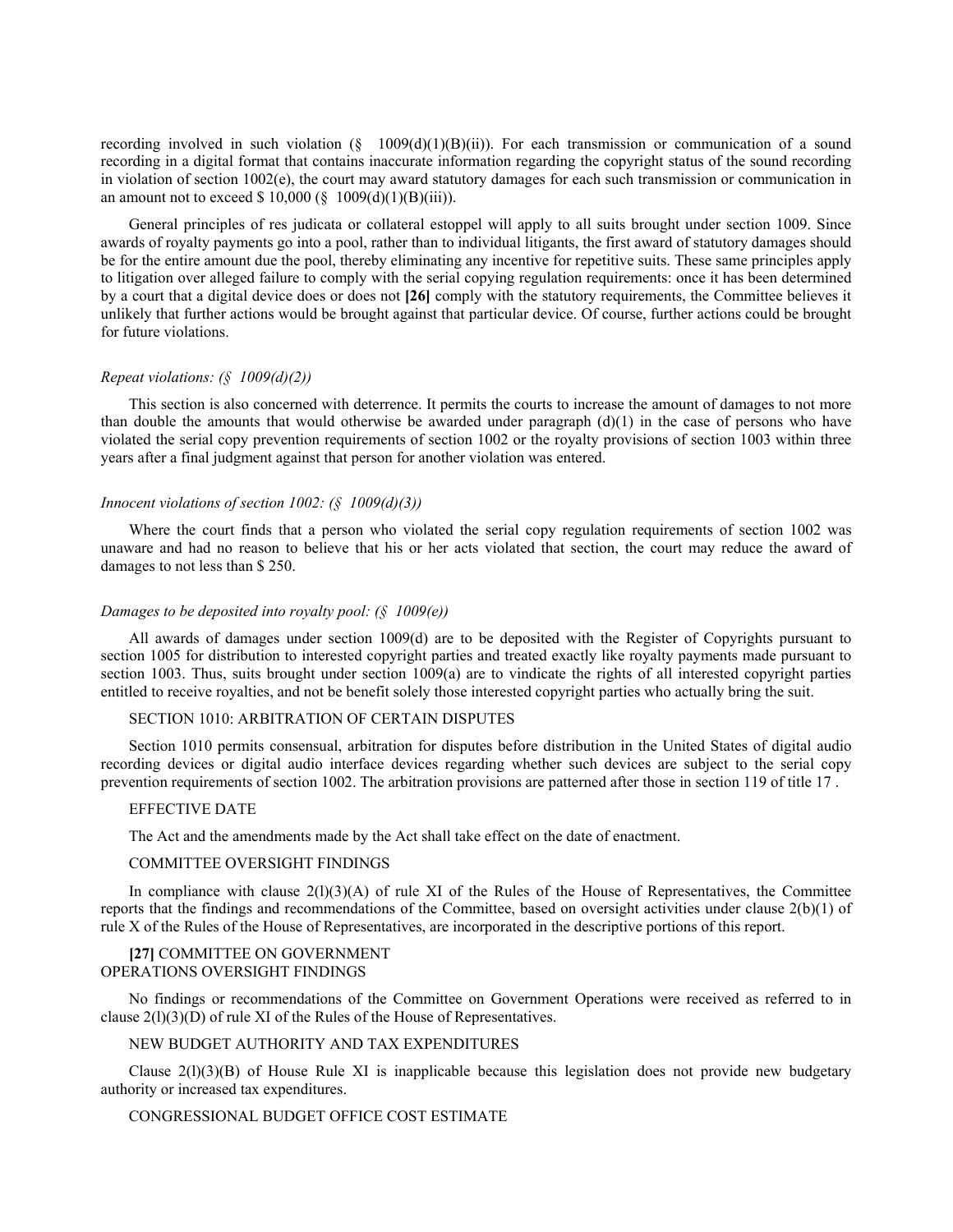recording involved in such violation (§ 1009(d)(1)(B)(ii)). For each transmission or communication of a sound recording in a digital format that contains inaccurate information regarding the copyright status of the sound recording in violation of section 1002(e), the court may award statutory damages for each such transmission or communication in an amount not to exceed $ 10,000 (§ 1009(d)(1)(B)(iii)).

General principles of res judicata or collateral estoppel will apply to all suits brought under section 1009. Since awards of royalty payments go into a pool, rather than to individual litigants, the first award of statutory damages should be for the entire amount due the pool, thereby eliminating any incentive for repetitive suits. These same principles apply to litigation over alleged failure to comply with the serial copying regulation requirements: once it has been determined by a court that a digital device does or does not **[26]** comply with the statutory requirements, the Committee believes it unlikely that further actions would be brought against that particular device. Of course, further actions could be brought for future violations.

*Repeat violations: (§ 1009(d)(2))*

This section is also concerned with deterrence. It permits the courts to increase the amount of damages to not more than double the amounts that would otherwise be awarded under paragraph (d)(1) in the case of persons who have violated the serial copy prevention requirements of section 1002 or the royalty provisions of section 1003 within three years after a final judgment against that person for another violation was entered.

*Innocent violations of section 1002: (§ 1009(d)(3))*

Where the court finds that a person who violated the serial copy regulation requirements of section 1002 was unaware and had no reason to believe that his or her acts violated that section, the court may reduce the award of damages to not less than $ 250.

*Damages to be deposited into royalty pool: (§ 1009(e))*

All awards of damages under section 1009(d) are to be deposited with the Register of Copyrights pursuant to section 1005 for distribution to interested copyright parties and treated exactly like royalty payments made pursuant to section 1003. Thus, suits brought under section 1009(a) are to vindicate the rights of all interested copyright parties entitled to receive royalties, and not be benefit solely those interested copyright parties who actually bring the suit.

SECTION 1010: ARBITRATION OF CERTAIN DISPUTES

Section 1010 permits consensual, arbitration for disputes before distribution in the United States of digital audio recording devices or digital audio interface devices regarding whether such devices are subject to the serial copy prevention requirements of section 1002. The arbitration provisions are patterned after those in section 119 of title 17 .

EFFECTIVE DATE

The Act and the amendments made by the Act shall take effect on the date of enactment.

COMMITTEE OVERSIGHT FINDINGS

In compliance with clause 2(l)(3)(A) of rule XI of the Rules of the House of Representatives, the Committee reports that the findings and recommendations of the Committee, based on oversight activities under clause 2(b)(1) of rule X of the Rules of the House of Representatives, are incorporated in the descriptive portions of this report.

**[27]** COMMITTEE ON GOVERNMENT OPERATIONS OVERSIGHT FINDINGS

No findings or recommendations of the Committee on Government Operations were received as referred to in clause 2(l)(3)(D) of rule XI of the Rules of the House of Representatives.

NEW BUDGET AUTHORITY AND TAX EXPENDITURES

Clause 2(l)(3)(B) of House Rule XI is inapplicable because this legislation does not provide new budgetary authority or increased tax expenditures.

CONGRESSIONAL BUDGET OFFICE COST ESTIMATE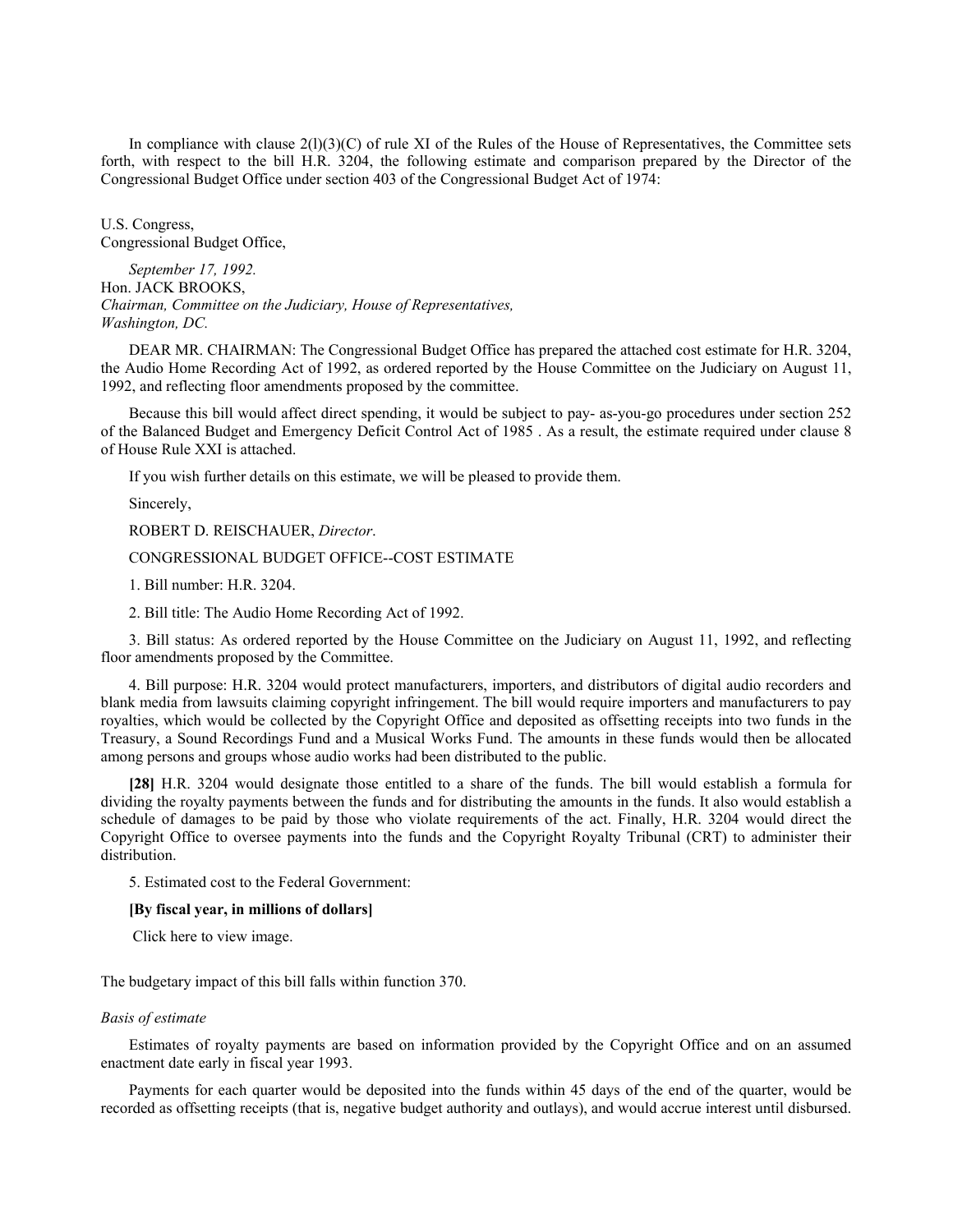In compliance with clause 2(l)(3)(C) of rule XI of the Rules of the House of Representatives, the Committee sets forth, with respect to the bill H.R. 3204, the following estimate and comparison prepared by the Director of the Congressional Budget Office under section 403 of the Congressional Budget Act of 1974:

U.S. Congress,
Congressional Budget Office,

*September 17, 1992.*
Hon. JACK BROOKS,
*Chairman, Committee on the Judiciary, House of Representatives,*
*Washington, DC.*

DEAR MR. CHAIRMAN: The Congressional Budget Office has prepared the attached cost estimate for H.R. 3204, the Audio Home Recording Act of 1992, as ordered reported by the House Committee on the Judiciary on August 11, 1992, and reflecting floor amendments proposed by the committee.

Because this bill would affect direct spending, it would be subject to pay- as-you-go procedures under section 252 of the Balanced Budget and Emergency Deficit Control Act of 1985 . As a result, the estimate required under clause 8 of House Rule XXI is attached.

If you wish further details on this estimate, we will be pleased to provide them.

Sincerely,

ROBERT D. REISCHAUER, *Director*.

CONGRESSIONAL BUDGET OFFICE--COST ESTIMATE

1. Bill number: H.R. 3204.

2. Bill title: The Audio Home Recording Act of 1992.

3. Bill status: As ordered reported by the House Committee on the Judiciary on August 11, 1992, and reflecting floor amendments proposed by the Committee.

4. Bill purpose: H.R. 3204 would protect manufacturers, importers, and distributors of digital audio recorders and blank media from lawsuits claiming copyright infringement. The bill would require importers and manufacturers to pay royalties, which would be collected by the Copyright Office and deposited as offsetting receipts into two funds in the Treasury, a Sound Recordings Fund and a Musical Works Fund. The amounts in these funds would then be allocated among persons and groups whose audio works had been distributed to the public.

**[28]** H.R. 3204 would designate those entitled to a share of the funds. The bill would establish a formula for dividing the royalty payments between the funds and for distributing the amounts in the funds. It also would establish a schedule of damages to be paid by those who violate requirements of the act. Finally, H.R. 3204 would direct the Copyright Office to oversee payments into the funds and the Copyright Royalty Tribunal (CRT) to administer their distribution.

5. Estimated cost to the Federal Government:

**[By fiscal year, in millions of dollars]**

Click here to view image.

The budgetary impact of this bill falls within function 370.

*Basis of estimate*

Estimates of royalty payments are based on information provided by the Copyright Office and on an assumed enactment date early in fiscal year 1993.

Payments for each quarter would be deposited into the funds within 45 days of the end of the quarter, would be recorded as offsetting receipts (that is, negative budget authority and outlays), and would accrue interest until disbursed.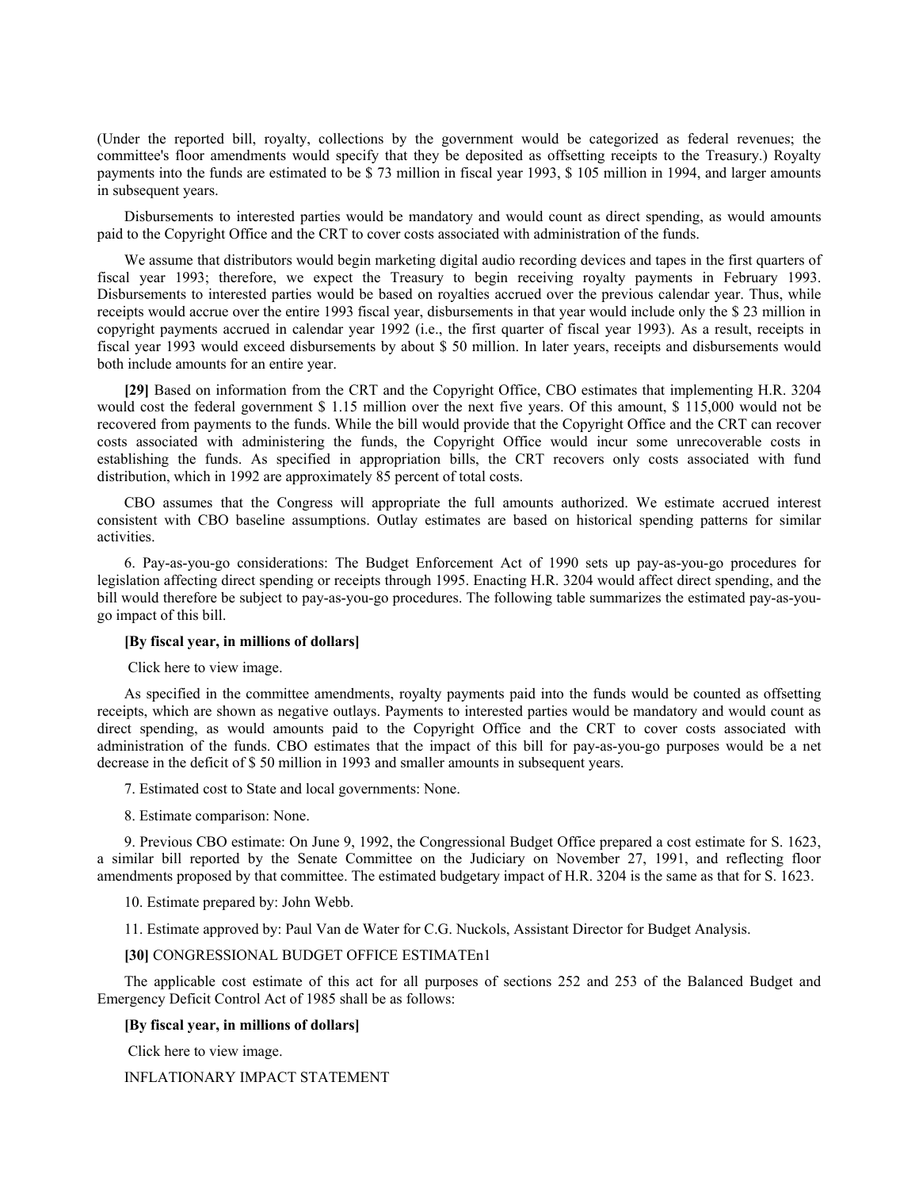(Under the reported bill, royalty, collections by the government would be categorized as federal revenues; the committee's floor amendments would specify that they be deposited as offsetting receipts to the Treasury.) Royalty payments into the funds are estimated to be $ 73 million in fiscal year 1993, $ 105 million in 1994, and larger amounts in subsequent years.

Disbursements to interested parties would be mandatory and would count as direct spending, as would amounts paid to the Copyright Office and the CRT to cover costs associated with administration of the funds.

We assume that distributors would begin marketing digital audio recording devices and tapes in the first quarters of fiscal year 1993; therefore, we expect the Treasury to begin receiving royalty payments in February 1993. Disbursements to interested parties would be based on royalties accrued over the previous calendar year. Thus, while receipts would accrue over the entire 1993 fiscal year, disbursements in that year would include only the $ 23 million in copyright payments accrued in calendar year 1992 (i.e., the first quarter of fiscal year 1993). As a result, receipts in fiscal year 1993 would exceed disbursements by about $ 50 million. In later years, receipts and disbursements would both include amounts for an entire year.

**[29]** Based on information from the CRT and the Copyright Office, CBO estimates that implementing H.R. 3204 would cost the federal government $ 1.15 million over the next five years. Of this amount, $ 115,000 would not be recovered from payments to the funds. While the bill would provide that the Copyright Office and the CRT can recover costs associated with administering the funds, the Copyright Office would incur some unrecoverable costs in establishing the funds. As specified in appropriation bills, the CRT recovers only costs associated with fund distribution, which in 1992 are approximately 85 percent of total costs.

CBO assumes that the Congress will appropriate the full amounts authorized. We estimate accrued interest consistent with CBO baseline assumptions. Outlay estimates are based on historical spending patterns for similar activities.

6. Pay-as-you-go considerations: The Budget Enforcement Act of 1990 sets up pay-as-you-go procedures for legislation affecting direct spending or receipts through 1995. Enacting H.R. 3204 would affect direct spending, and the bill would therefore be subject to pay-as-you-go procedures. The following table summarizes the estimated pay-as-you-go impact of this bill.

**[By fiscal year, in millions of dollars]**

Click here to view image.

As specified in the committee amendments, royalty payments paid into the funds would be counted as offsetting receipts, which are shown as negative outlays. Payments to interested parties would be mandatory and would count as direct spending, as would amounts paid to the Copyright Office and the CRT to cover costs associated with administration of the funds. CBO estimates that the impact of this bill for pay-as-you-go purposes would be a net decrease in the deficit of $ 50 million in 1993 and smaller amounts in subsequent years.

7. Estimated cost to State and local governments: None.

8. Estimate comparison: None.

9. Previous CBO estimate: On June 9, 1992, the Congressional Budget Office prepared a cost estimate for S. 1623, a similar bill reported by the Senate Committee on the Judiciary on November 27, 1991, and reflecting floor amendments proposed by that committee. The estimated budgetary impact of H.R. 3204 is the same as that for S. 1623.

10. Estimate prepared by: John Webb.

11. Estimate approved by: Paul Van de Water for C.G. Nuckols, Assistant Director for Budget Analysis.

**[30]** CONGRESSIONAL BUDGET OFFICE ESTIMATEn1

The applicable cost estimate of this act for all purposes of sections 252 and 253 of the Balanced Budget and Emergency Deficit Control Act of 1985 shall be as follows:

**[By fiscal year, in millions of dollars]**

Click here to view image.

INFLATIONARY IMPACT STATEMENT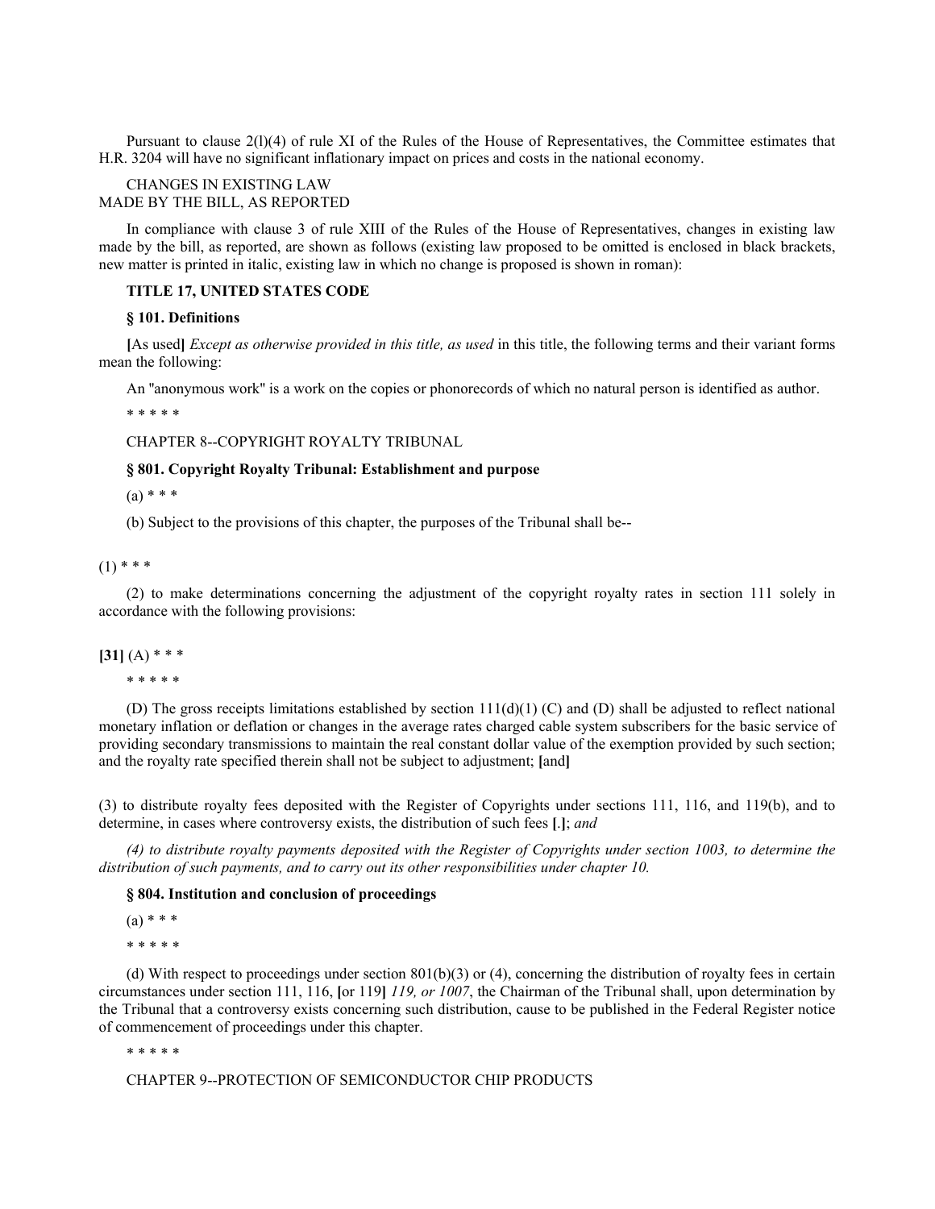Pursuant to clause 2(l)(4) of rule XI of the Rules of the House of Representatives, the Committee estimates that H.R. 3204 will have no significant inflationary impact on prices and costs in the national economy.

CHANGES IN EXISTING LAW
MADE BY THE BILL, AS REPORTED

In compliance with clause 3 of rule XIII of the Rules of the House of Representatives, changes in existing law made by the bill, as reported, are shown as follows (existing law proposed to be omitted is enclosed in black brackets, new matter is printed in italic, existing law in which no change is proposed is shown in roman):

**TITLE 17, UNITED STATES CODE**

**§ 101. Definitions**

**[**As used**]** *Except as otherwise provided in this title, as used* in this title, the following terms and their variant forms mean the following:

An "anonymous work" is a work on the copies or phonorecords of which no natural person is identified as author.

\* \* \* \* \*

CHAPTER 8--COPYRIGHT ROYALTY TRIBUNAL

**§ 801. Copyright Royalty Tribunal: Establishment and purpose**

(a) \* \* \*

(b) Subject to the provisions of this chapter, the purposes of the Tribunal shall be--

(1) \* \* \*

(2) to make determinations concerning the adjustment of the copyright royalty rates in section 111 solely in accordance with the following provisions:

**[31]** (A) \* \* \*

\* \* \* \* \*

(D) The gross receipts limitations established by section 111(d)(1) (C) and (D) shall be adjusted to reflect national monetary inflation or deflation or changes in the average rates charged cable system subscribers for the basic service of providing secondary transmissions to maintain the real constant dollar value of the exemption provided by such section; and the royalty rate specified therein shall not be subject to adjustment; **[**and**]**

(3) to distribute royalty fees deposited with the Register of Copyrights under sections 111, 116, and 119(b), and to determine, in cases where controversy exists, the distribution of such fees **[**.**]**; *and*

*(4) to distribute royalty payments deposited with the Register of Copyrights under section 1003, to determine the distribution of such payments, and to carry out its other responsibilities under chapter 10.*

**§ 804. Institution and conclusion of proceedings**

(a) \* \* \*

\* \* \* \* \*

(d) With respect to proceedings under section 801(b)(3) or (4), concerning the distribution of royalty fees in certain circumstances under section 111, 116, **[**or 119**]** *119, or 1007*, the Chairman of the Tribunal shall, upon determination by the Tribunal that a controversy exists concerning such distribution, cause to be published in the Federal Register notice of commencement of proceedings under this chapter.

\* \* \* \* \*

CHAPTER 9--PROTECTION OF SEMICONDUCTOR CHIP PRODUCTS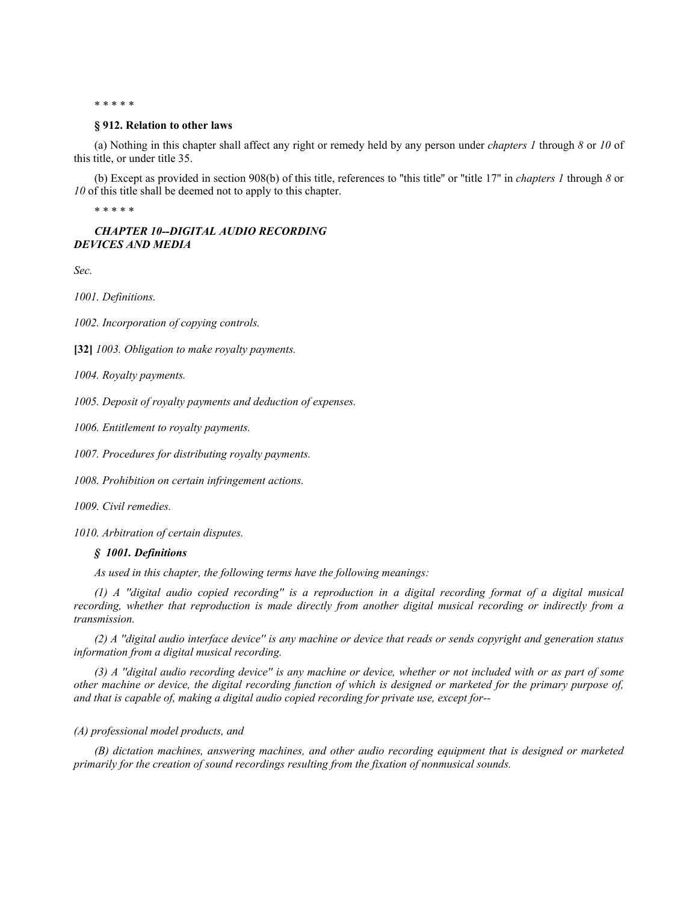\* \* \* \* \*

**§ 912. Relation to other laws**

(a) Nothing in this chapter shall affect any right or remedy held by any person under *chapters 1* through *8* or *10* of this title, or under title 35.

(b) Except as provided in section 908(b) of this title, references to "this title" or "title 17" in *chapters 1* through *8* or *10* of this title shall be deemed not to apply to this chapter.

\* \* \* \* \*

***CHAPTER 10--DIGITAL AUDIO RECORDING DEVICES AND MEDIA***

*Sec.*

*1001. Definitions.*

*1002. Incorporation of copying controls.*

**[32]** *1003. Obligation to make royalty payments.*

*1004. Royalty payments.*

*1005. Deposit of royalty payments and deduction of expenses.*

*1006. Entitlement to royalty payments.*

*1007. Procedures for distributing royalty payments.*

*1008. Prohibition on certain infringement actions.*

*1009. Civil remedies.*

*1010. Arbitration of certain disputes.*

***§ 1001. Definitions***

*As used in this chapter, the following terms have the following meanings:*

*(1) A ''digital audio copied recording'' is a reproduction in a digital recording format of a digital musical recording, whether that reproduction is made directly from another digital musical recording or indirectly from a transmission.*

*(2) A ''digital audio interface device'' is any machine or device that reads or sends copyright and generation status information from a digital musical recording.*

*(3) A ''digital audio recording device'' is any machine or device, whether or not included with or as part of some other machine or device, the digital recording function of which is designed or marketed for the primary purpose of, and that is capable of, making a digital audio copied recording for private use, except for--*

*(A) professional model products, and*

*(B) dictation machines, answering machines, and other audio recording equipment that is designed or marketed primarily for the creation of sound recordings resulting from the fixation of nonmusical sounds.*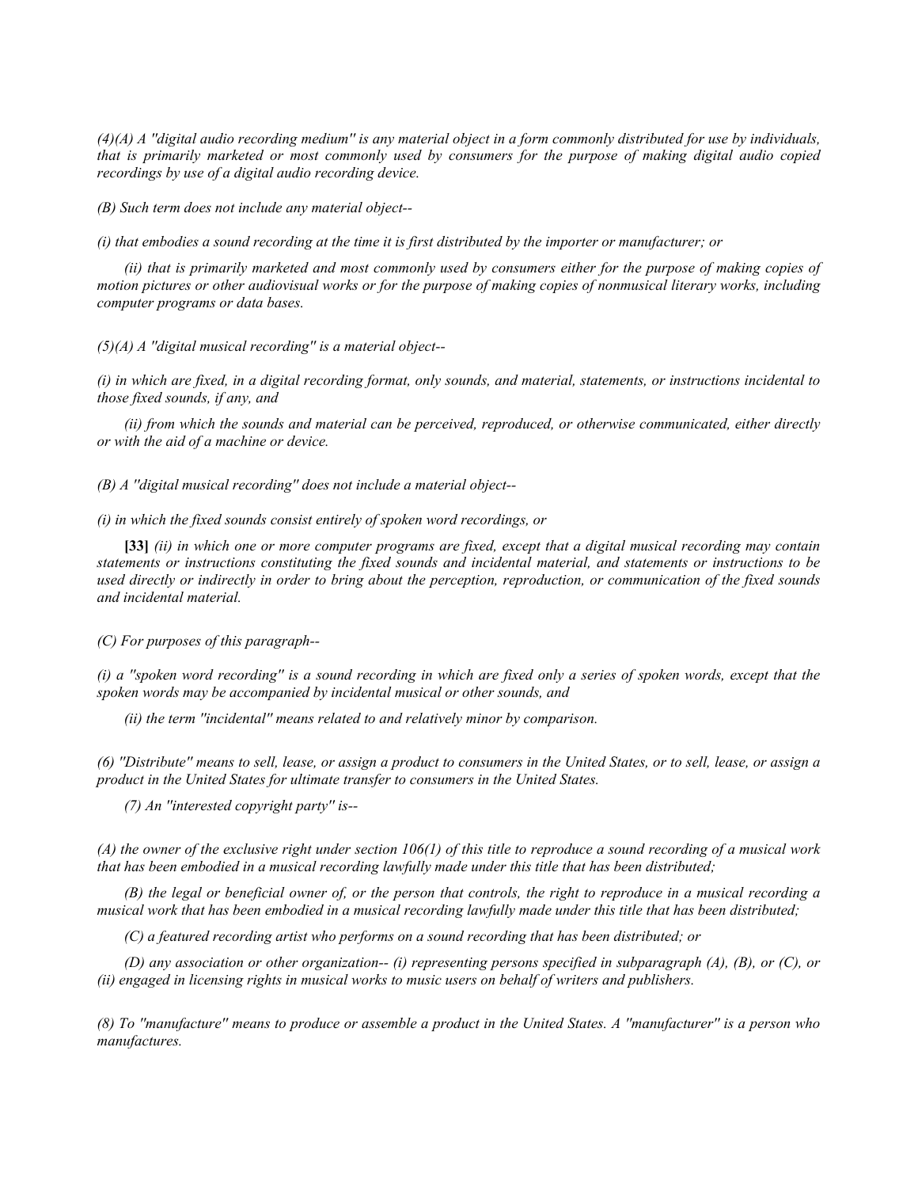*(4)(A) A ''digital audio recording medium'' is any material object in a form commonly distributed for use by individuals, that is primarily marketed or most commonly used by consumers for the purpose of making digital audio copied recordings by use of a digital audio recording device.*

*(B) Such term does not include any material object--*

*(i) that embodies a sound recording at the time it is first distributed by the importer or manufacturer; or*

*(ii) that is primarily marketed and most commonly used by consumers either for the purpose of making copies of motion pictures or other audiovisual works or for the purpose of making copies of nonmusical literary works, including computer programs or data bases.*

*(5)(A) A ''digital musical recording'' is a material object--*

*(i) in which are fixed, in a digital recording format, only sounds, and material, statements, or instructions incidental to those fixed sounds, if any, and*

*(ii) from which the sounds and material can be perceived, reproduced, or otherwise communicated, either directly or with the aid of a machine or device.*

*(B) A ''digital musical recording'' does not include a material object--*

*(i) in which the fixed sounds consist entirely of spoken word recordings, or*

**[33]** *(ii) in which one or more computer programs are fixed, except that a digital musical recording may contain statements or instructions constituting the fixed sounds and incidental material, and statements or instructions to be used directly or indirectly in order to bring about the perception, reproduction, or communication of the fixed sounds and incidental material.*

*(C) For purposes of this paragraph--*

*(i) a ''spoken word recording'' is a sound recording in which are fixed only a series of spoken words, except that the spoken words may be accompanied by incidental musical or other sounds, and*

*(ii) the term ''incidental'' means related to and relatively minor by comparison.*

*(6) ''Distribute'' means to sell, lease, or assign a product to consumers in the United States, or to sell, lease, or assign a product in the United States for ultimate transfer to consumers in the United States.*

*(7) An ''interested copyright party'' is--*

*(A) the owner of the exclusive right under section 106(1) of this title to reproduce a sound recording of a musical work that has been embodied in a musical recording lawfully made under this title that has been distributed;*

*(B) the legal or beneficial owner of, or the person that controls, the right to reproduce in a musical recording a musical work that has been embodied in a musical recording lawfully made under this title that has been distributed;*

*(C) a featured recording artist who performs on a sound recording that has been distributed; or*

*(D) any association or other organization-- (i) representing persons specified in subparagraph (A), (B), or (C), or (ii) engaged in licensing rights in musical works to music users on behalf of writers and publishers.*

*(8) To ''manufacture'' means to produce or assemble a product in the United States. A ''manufacturer'' is a person who manufactures.*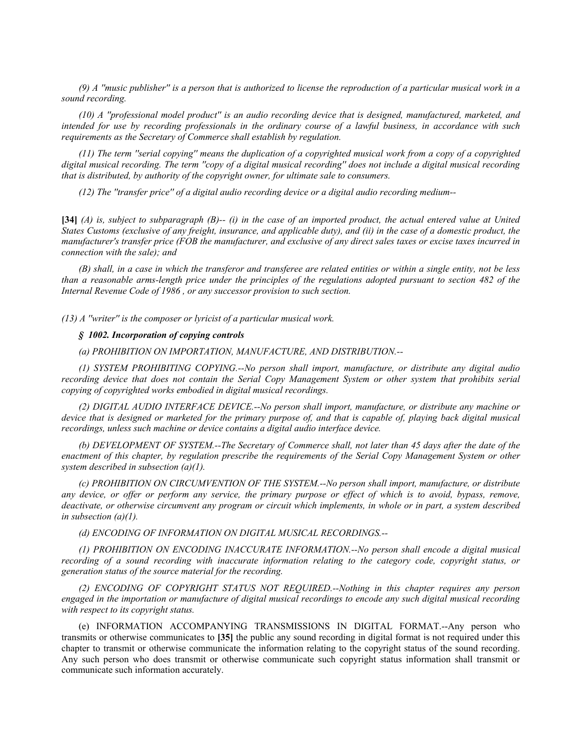*(9) A ''music publisher'' is a person that is authorized to license the reproduction of a particular musical work in a sound recording.*

*(10) A ''professional model product'' is an audio recording device that is designed, manufactured, marketed, and intended for use by recording professionals in the ordinary course of a lawful business, in accordance with such requirements as the Secretary of Commerce shall establish by regulation.*

*(11) The term ''serial copying'' means the duplication of a copyrighted musical work from a copy of a copyrighted digital musical recording. The term ''copy of a digital musical recording'' does not include a digital musical recording that is distributed, by authority of the copyright owner, for ultimate sale to consumers.*

*(12) The ''transfer price'' of a digital audio recording device or a digital audio recording medium--*

**[34]** *(A) is, subject to subparagraph (B)-- (i) in the case of an imported product, the actual entered value at United States Customs (exclusive of any freight, insurance, and applicable duty), and (ii) in the case of a domestic product, the manufacturer's transfer price (FOB the manufacturer, and exclusive of any direct sales taxes or excise taxes incurred in connection with the sale); and*

*(B) shall, in a case in which the transferor and transferee are related entities or within a single entity, not be less than a reasonable arms-length price under the principles of the regulations adopted pursuant to section 482 of the Internal Revenue Code of 1986 , or any successor provision to such section.*

*(13) A ''writer'' is the composer or lyricist of a particular musical work.*

***§ 1002. Incorporation of copying controls***

*(a) PROHIBITION ON IMPORTATION, MANUFACTURE, AND DISTRIBUTION.--*

*(1) SYSTEM PROHIBITING COPYING.--No person shall import, manufacture, or distribute any digital audio recording device that does not contain the Serial Copy Management System or other system that prohibits serial copying of copyrighted works embodied in digital musical recordings.*

*(2) DIGITAL AUDIO INTERFACE DEVICE.--No person shall import, manufacture, or distribute any machine or device that is designed or marketed for the primary purpose of, and that is capable of, playing back digital musical recordings, unless such machine or device contains a digital audio interface device.*

*(b) DEVELOPMENT OF SYSTEM.--The Secretary of Commerce shall, not later than 45 days after the date of the enactment of this chapter, by regulation prescribe the requirements of the Serial Copy Management System or other system described in subsection (a)(1).*

*(c) PROHIBITION ON CIRCUMVENTION OF THE SYSTEM.--No person shall import, manufacture, or distribute any device, or offer or perform any service, the primary purpose or effect of which is to avoid, bypass, remove, deactivate, or otherwise circumvent any program or circuit which implements, in whole or in part, a system described in subsection (a)(1).*

*(d) ENCODING OF INFORMATION ON DIGITAL MUSICAL RECORDINGS.--*

*(1) PROHIBITION ON ENCODING INACCURATE INFORMATION.--No person shall encode a digital musical recording of a sound recording with inaccurate information relating to the category code, copyright status, or generation status of the source material for the recording.*

*(2) ENCODING OF COPYRIGHT STATUS NOT REQUIRED.--Nothing in this chapter requires any person engaged in the importation or manufacture of digital musical recordings to encode any such digital musical recording with respect to its copyright status.*

(e) INFORMATION ACCOMPANYING TRANSMISSIONS IN DIGITAL FORMAT.--Any person who transmits or otherwise communicates to **[35]** the public any sound recording in digital format is not required under this chapter to transmit or otherwise communicate the information relating to the copyright status of the sound recording. Any such person who does transmit or otherwise communicate such copyright status information shall transmit or communicate such information accurately.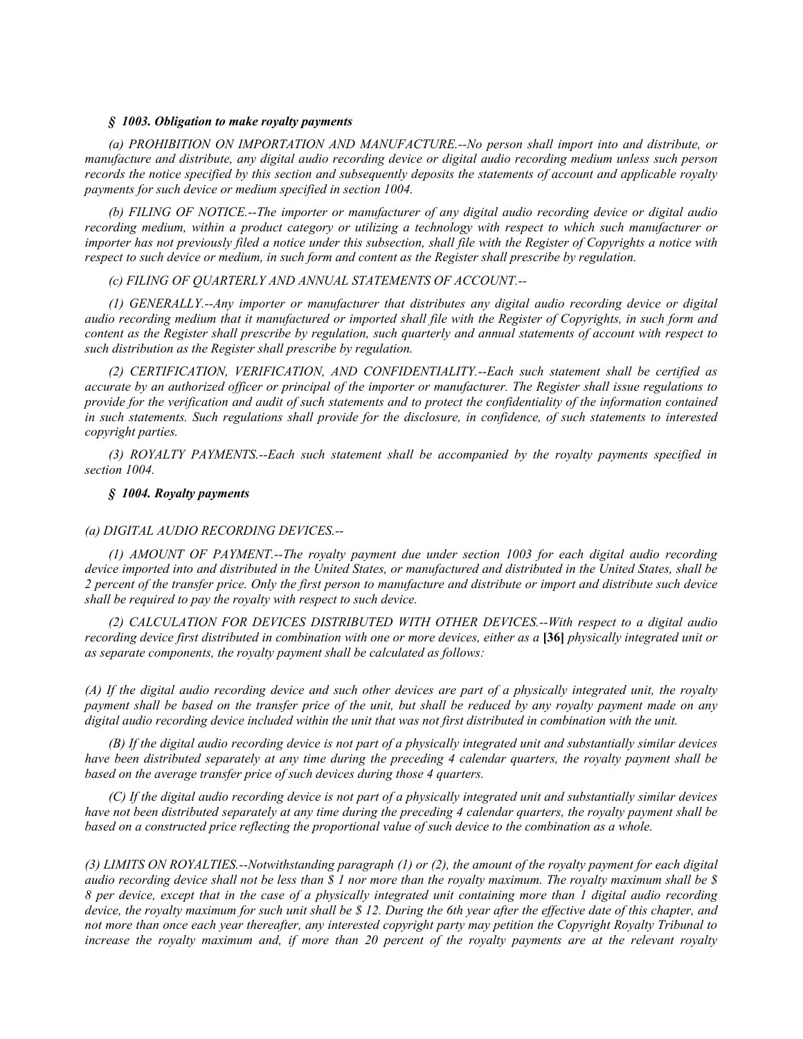### *§ 1003. Obligation to make royalty payments*

*(a) PROHIBITION ON IMPORTATION AND MANUFACTURE.--No person shall import into and distribute, or manufacture and distribute, any digital audio recording device or digital audio recording medium unless such person records the notice specified by this section and subsequently deposits the statements of account and applicable royalty payments for such device or medium specified in section 1004.*

*(b) FILING OF NOTICE.--The importer or manufacturer of any digital audio recording device or digital audio recording medium, within a product category or utilizing a technology with respect to which such manufacturer or importer has not previously filed a notice under this subsection, shall file with the Register of Copyrights a notice with respect to such device or medium, in such form and content as the Register shall prescribe by regulation.*

*(c) FILING OF QUARTERLY AND ANNUAL STATEMENTS OF ACCOUNT.--*

*(1) GENERALLY.--Any importer or manufacturer that distributes any digital audio recording device or digital audio recording medium that it manufactured or imported shall file with the Register of Copyrights, in such form and content as the Register shall prescribe by regulation, such quarterly and annual statements of account with respect to such distribution as the Register shall prescribe by regulation.*

*(2) CERTIFICATION, VERIFICATION, AND CONFIDENTIALITY.--Each such statement shall be certified as accurate by an authorized officer or principal of the importer or manufacturer. The Register shall issue regulations to provide for the verification and audit of such statements and to protect the confidentiality of the information contained in such statements. Such regulations shall provide for the disclosure, in confidence, of such statements to interested copyright parties.*

*(3) ROYALTY PAYMENTS.--Each such statement shall be accompanied by the royalty payments specified in section 1004.*

### *§ 1004. Royalty payments*

*(a) DIGITAL AUDIO RECORDING DEVICES.--*

*(1) AMOUNT OF PAYMENT.--The royalty payment due under section 1003 for each digital audio recording device imported into and distributed in the United States, or manufactured and distributed in the United States, shall be 2 percent of the transfer price. Only the first person to manufacture and distribute or import and distribute such device shall be required to pay the royalty with respect to such device.*

*(2) CALCULATION FOR DEVICES DISTRIBUTED WITH OTHER DEVICES.--With respect to a digital audio recording device first distributed in combination with one or more devices, either as a* **[36]** *physically integrated unit or as separate components, the royalty payment shall be calculated as follows:*

*(A) If the digital audio recording device and such other devices are part of a physically integrated unit, the royalty payment shall be based on the transfer price of the unit, but shall be reduced by any royalty payment made on any digital audio recording device included within the unit that was not first distributed in combination with the unit.*

*(B) If the digital audio recording device is not part of a physically integrated unit and substantially similar devices have been distributed separately at any time during the preceding 4 calendar quarters, the royalty payment shall be based on the average transfer price of such devices during those 4 quarters.*

*(C) If the digital audio recording device is not part of a physically integrated unit and substantially similar devices have not been distributed separately at any time during the preceding 4 calendar quarters, the royalty payment shall be based on a constructed price reflecting the proportional value of such device to the combination as a whole.*

*(3) LIMITS ON ROYALTIES.--Notwithstanding paragraph (1) or (2), the amount of the royalty payment for each digital audio recording device shall not be less than $ 1 nor more than the royalty maximum. The royalty maximum shall be $ 8 per device, except that in the case of a physically integrated unit containing more than 1 digital audio recording device, the royalty maximum for such unit shall be $ 12. During the 6th year after the effective date of this chapter, and not more than once each year thereafter, any interested copyright party may petition the Copyright Royalty Tribunal to increase the royalty maximum and, if more than 20 percent of the royalty payments are at the relevant royalty*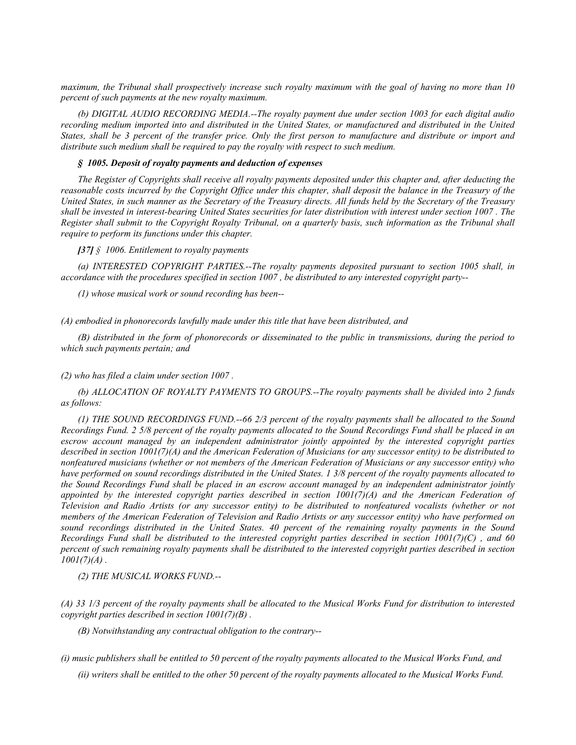*maximum, the Tribunal shall prospectively increase such royalty maximum with the goal of having no more than 10 percent of such payments at the new royalty maximum.*

*(b) DIGITAL AUDIO RECORDING MEDIA.--The royalty payment due under section 1003 for each digital audio recording medium imported into and distributed in the United States, or manufactured and distributed in the United States, shall be 3 percent of the transfer price. Only the first person to manufacture and distribute or import and distribute such medium shall be required to pay the royalty with respect to such medium.*

***§ 1005. Deposit of royalty payments and deduction of expenses***

*The Register of Copyrights shall receive all royalty payments deposited under this chapter and, after deducting the reasonable costs incurred by the Copyright Office under this chapter, shall deposit the balance in the Treasury of the United States, in such manner as the Secretary of the Treasury directs. All funds held by the Secretary of the Treasury shall be invested in interest-bearing United States securities for later distribution with interest under section 1007 . The Register shall submit to the Copyright Royalty Tribunal, on a quarterly basis, such information as the Tribunal shall require to perform its functions under this chapter.*

***[37]** § 1006. Entitlement to royalty payments*

*(a) INTERESTED COPYRIGHT PARTIES.--The royalty payments deposited pursuant to section 1005 shall, in accordance with the procedures specified in section 1007 , be distributed to any interested copyright party--*

*(1) whose musical work or sound recording has been--*

*(A) embodied in phonorecords lawfully made under this title that have been distributed, and*

*(B) distributed in the form of phonorecords or disseminated to the public in transmissions, during the period to which such payments pertain; and*

*(2) who has filed a claim under section 1007 .*

*(b) ALLOCATION OF ROYALTY PAYMENTS TO GROUPS.--The royalty payments shall be divided into 2 funds as follows:*

*(1) THE SOUND RECORDINGS FUND.--66 2/3 percent of the royalty payments shall be allocated to the Sound Recordings Fund. 2 5/8 percent of the royalty payments allocated to the Sound Recordings Fund shall be placed in an escrow account managed by an independent administrator jointly appointed by the interested copyright parties described in section 1001(7)(A) and the American Federation of Musicians (or any successor entity) to be distributed to nonfeatured musicians (whether or not members of the American Federation of Musicians or any successor entity) who have performed on sound recordings distributed in the United States. 1 3/8 percent of the royalty payments allocated to the Sound Recordings Fund shall be placed in an escrow account managed by an independent administrator jointly appointed by the interested copyright parties described in section 1001(7)(A) and the American Federation of Television and Radio Artists (or any successor entity) to be distributed to nonfeatured vocalists (whether or not members of the American Federation of Television and Radio Artists or any successor entity) who have performed on sound recordings distributed in the United States. 40 percent of the remaining royalty payments in the Sound Recordings Fund shall be distributed to the interested copyright parties described in section 1001(7)(C) , and 60 percent of such remaining royalty payments shall be distributed to the interested copyright parties described in section 1001(7)(A) .*

*(2) THE MUSICAL WORKS FUND.--*

*(A) 33 1/3 percent of the royalty payments shall be allocated to the Musical Works Fund for distribution to interested copyright parties described in section 1001(7)(B) .*

*(B) Notwithstanding any contractual obligation to the contrary--*

*(i) music publishers shall be entitled to 50 percent of the royalty payments allocated to the Musical Works Fund, and*

*(ii) writers shall be entitled to the other 50 percent of the royalty payments allocated to the Musical Works Fund.*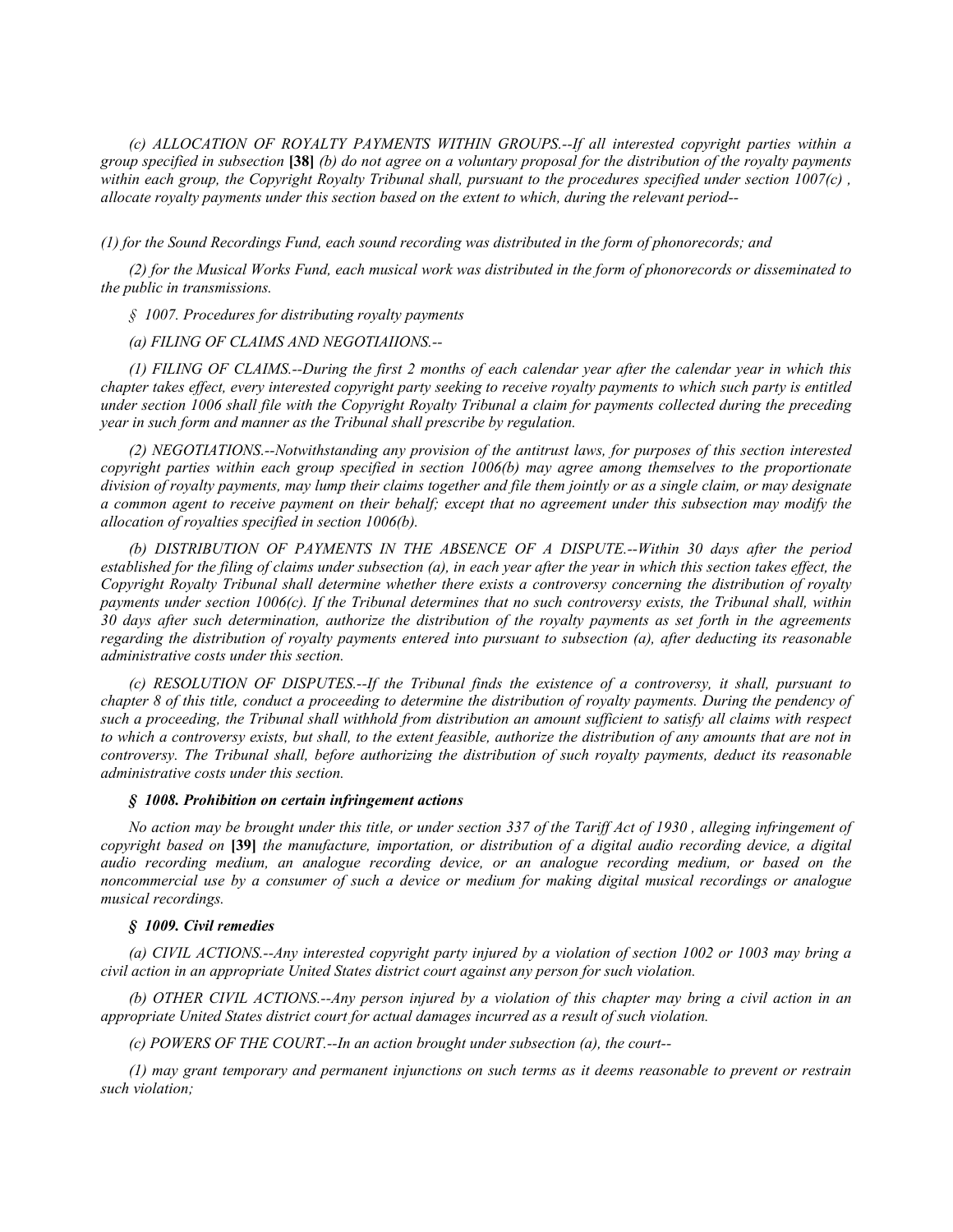*(c) ALLOCATION OF ROYALTY PAYMENTS WITHIN GROUPS.--If all interested copyright parties within a group specified in subsection* **[38]** *(b) do not agree on a voluntary proposal for the distribution of the royalty payments within each group, the Copyright Royalty Tribunal shall, pursuant to the procedures specified under section 1007(c) , allocate royalty payments under this section based on the extent to which, during the relevant period--*

*(1) for the Sound Recordings Fund, each sound recording was distributed in the form of phonorecords; and*

*(2) for the Musical Works Fund, each musical work was distributed in the form of phonorecords or disseminated to the public in transmissions.*

*§ 1007. Procedures for distributing royalty payments*

*(a) FILING OF CLAIMS AND NEGOTIAIIONS.--*

*(1) FILING OF CLAIMS.--During the first 2 months of each calendar year after the calendar year in which this chapter takes effect, every interested copyright party seeking to receive royalty payments to which such party is entitled under section 1006 shall file with the Copyright Royalty Tribunal a claim for payments collected during the preceding year in such form and manner as the Tribunal shall prescribe by regulation.*

*(2) NEGOTIATIONS.--Notwithstanding any provision of the antitrust laws, for purposes of this section interested copyright parties within each group specified in section 1006(b) may agree among themselves to the proportionate division of royalty payments, may lump their claims together and file them jointly or as a single claim, or may designate a common agent to receive payment on their behalf; except that no agreement under this subsection may modify the allocation of royalties specified in section 1006(b).*

*(b) DISTRIBUTION OF PAYMENTS IN THE ABSENCE OF A DISPUTE.--Within 30 days after the period established for the filing of claims under subsection (a), in each year after the year in which this section takes effect, the Copyright Royalty Tribunal shall determine whether there exists a controversy concerning the distribution of royalty payments under section 1006(c). If the Tribunal determines that no such controversy exists, the Tribunal shall, within 30 days after such determination, authorize the distribution of the royalty payments as set forth in the agreements regarding the distribution of royalty payments entered into pursuant to subsection (a), after deducting its reasonable administrative costs under this section.*

*(c) RESOLUTION OF DISPUTES.--If the Tribunal finds the existence of a controversy, it shall, pursuant to chapter 8 of this title, conduct a proceeding to determine the distribution of royalty payments. During the pendency of such a proceeding, the Tribunal shall withhold from distribution an amount sufficient to satisfy all claims with respect to which a controversy exists, but shall, to the extent feasible, authorize the distribution of any amounts that are not in controversy. The Tribunal shall, before authorizing the distribution of such royalty payments, deduct its reasonable administrative costs under this section.*

***§ 1008. Prohibition on certain infringement actions***

*No action may be brought under this title, or under section 337 of the Tariff Act of 1930 , alleging infringement of copyright based on* **[39]** *the manufacture, importation, or distribution of a digital audio recording device, a digital audio recording medium, an analogue recording device, or an analogue recording medium, or based on the noncommercial use by a consumer of such a device or medium for making digital musical recordings or analogue musical recordings.*

***§ 1009. Civil remedies***

*(a) CIVIL ACTIONS.--Any interested copyright party injured by a violation of section 1002 or 1003 may bring a civil action in an appropriate United States district court against any person for such violation.*

*(b) OTHER CIVIL ACTIONS.--Any person injured by a violation of this chapter may bring a civil action in an appropriate United States district court for actual damages incurred as a result of such violation.*

*(c) POWERS OF THE COURT.--In an action brought under subsection (a), the court--*

*(1) may grant temporary and permanent injunctions on such terms as it deems reasonable to prevent or restrain such violation;*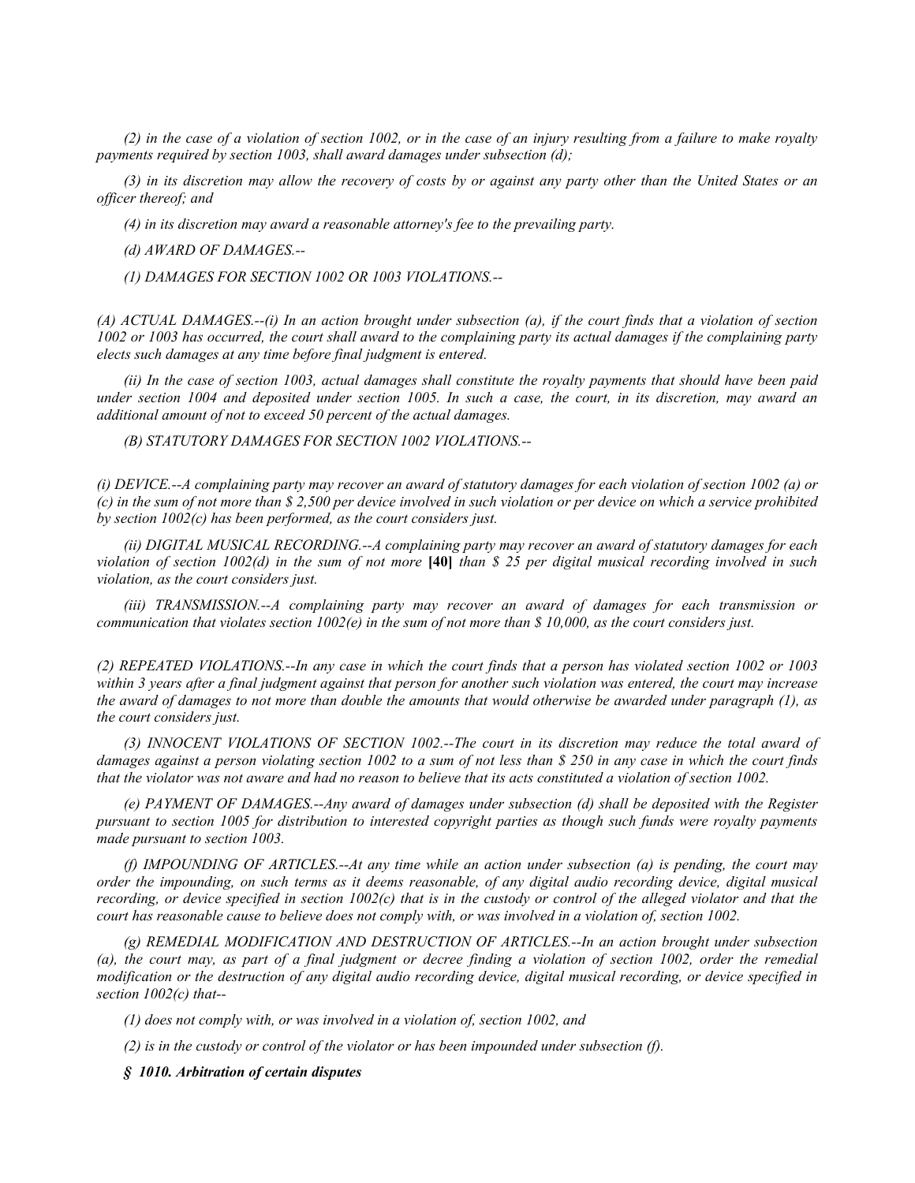*(2) in the case of a violation of section 1002, or in the case of an injury resulting from a failure to make royalty payments required by section 1003, shall award damages under subsection (d);*

*(3) in its discretion may allow the recovery of costs by or against any party other than the United States or an officer thereof; and*

*(4) in its discretion may award a reasonable attorney's fee to the prevailing party.*

*(d) AWARD OF DAMAGES.--*

*(1) DAMAGES FOR SECTION 1002 OR 1003 VIOLATIONS.--*

*(A) ACTUAL DAMAGES.--(i) In an action brought under subsection (a), if the court finds that a violation of section 1002 or 1003 has occurred, the court shall award to the complaining party its actual damages if the complaining party elects such damages at any time before final judgment is entered.*

*(ii) In the case of section 1003, actual damages shall constitute the royalty payments that should have been paid under section 1004 and deposited under section 1005. In such a case, the court, in its discretion, may award an additional amount of not to exceed 50 percent of the actual damages.*

*(B) STATUTORY DAMAGES FOR SECTION 1002 VIOLATIONS.--*

*(i) DEVICE.--A complaining party may recover an award of statutory damages for each violation of section 1002 (a) or (c) in the sum of not more than $ 2,500 per device involved in such violation or per device on which a service prohibited by section 1002(c) has been performed, as the court considers just.*

*(ii) DIGITAL MUSICAL RECORDING.--A complaining party may recover an award of statutory damages for each violation of section 1002(d) in the sum of not more* **[40]** *than $ 25 per digital musical recording involved in such violation, as the court considers just.*

*(iii) TRANSMISSION.--A complaining party may recover an award of damages for each transmission or communication that violates section 1002(e) in the sum of not more than $ 10,000, as the court considers just.*

*(2) REPEATED VIOLATIONS.--In any case in which the court finds that a person has violated section 1002 or 1003 within 3 years after a final judgment against that person for another such violation was entered, the court may increase the award of damages to not more than double the amounts that would otherwise be awarded under paragraph (1), as the court considers just.*

*(3) INNOCENT VIOLATIONS OF SECTION 1002.--The court in its discretion may reduce the total award of damages against a person violating section 1002 to a sum of not less than $ 250 in any case in which the court finds that the violator was not aware and had no reason to believe that its acts constituted a violation of section 1002.*

*(e) PAYMENT OF DAMAGES.--Any award of damages under subsection (d) shall be deposited with the Register pursuant to section 1005 for distribution to interested copyright parties as though such funds were royalty payments made pursuant to section 1003.*

*(f) IMPOUNDING OF ARTICLES.--At any time while an action under subsection (a) is pending, the court may order the impounding, on such terms as it deems reasonable, of any digital audio recording device, digital musical recording, or device specified in section 1002(c) that is in the custody or control of the alleged violator and that the court has reasonable cause to believe does not comply with, or was involved in a violation of, section 1002.*

*(g) REMEDIAL MODIFICATION AND DESTRUCTION OF ARTICLES.--In an action brought under subsection (a), the court may, as part of a final judgment or decree finding a violation of section 1002, order the remedial modification or the destruction of any digital audio recording device, digital musical recording, or device specified in section 1002(c) that--*

*(1) does not comply with, or was involved in a violation of, section 1002, and*

*(2) is in the custody or control of the violator or has been impounded under subsection (f).*

***§ 1010. Arbitration of certain disputes***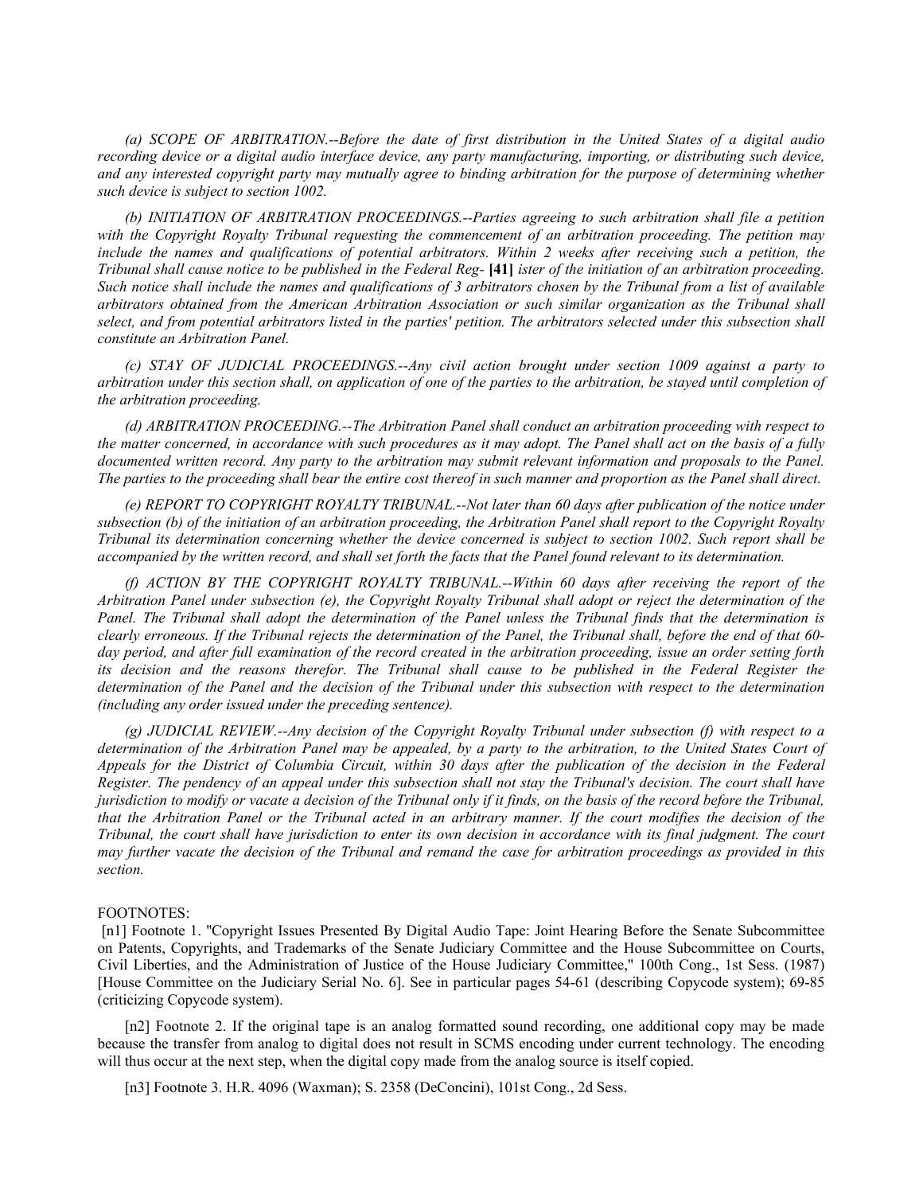*(a) SCOPE OF ARBITRATION.--Before the date of first distribution in the United States of a digital audio recording device or a digital audio interface device, any party manufacturing, importing, or distributing such device, and any interested copyright party may mutually agree to binding arbitration for the purpose of determining whether such device is subject to section 1002.*

*(b) INITIATION OF ARBITRATION PROCEEDINGS.--Parties agreeing to such arbitration shall file a petition with the Copyright Royalty Tribunal requesting the commencement of an arbitration proceeding. The petition may include the names and qualifications of potential arbitrators. Within 2 weeks after receiving such a petition, the Tribunal shall cause notice to be published in the Federal Reg-* **[41]** *ister of the initiation of an arbitration proceeding. Such notice shall include the names and qualifications of 3 arbitrators chosen by the Tribunal from a list of available arbitrators obtained from the American Arbitration Association or such similar organization as the Tribunal shall select, and from potential arbitrators listed in the parties' petition. The arbitrators selected under this subsection shall constitute an Arbitration Panel.*

*(c) STAY OF JUDICIAL PROCEEDINGS.--Any civil action brought under section 1009 against a party to arbitration under this section shall, on application of one of the parties to the arbitration, be stayed until completion of the arbitration proceeding.*

*(d) ARBITRATION PROCEEDING.--The Arbitration Panel shall conduct an arbitration proceeding with respect to the matter concerned, in accordance with such procedures as it may adopt. The Panel shall act on the basis of a fully documented written record. Any party to the arbitration may submit relevant information and proposals to the Panel. The parties to the proceeding shall bear the entire cost thereof in such manner and proportion as the Panel shall direct.*

*(e) REPORT TO COPYRIGHT ROYALTY TRIBUNAL.--Not later than 60 days after publication of the notice under subsection (b) of the initiation of an arbitration proceeding, the Arbitration Panel shall report to the Copyright Royalty Tribunal its determination concerning whether the device concerned is subject to section 1002. Such report shall be accompanied by the written record, and shall set forth the facts that the Panel found relevant to its determination.*

*(f) ACTION BY THE COPYRIGHT ROYALTY TRIBUNAL.--Within 60 days after receiving the report of the Arbitration Panel under subsection (e), the Copyright Royalty Tribunal shall adopt or reject the determination of the Panel. The Tribunal shall adopt the determination of the Panel unless the Tribunal finds that the determination is clearly erroneous. If the Tribunal rejects the determination of the Panel, the Tribunal shall, before the end of that 60-day period, and after full examination of the record created in the arbitration proceeding, issue an order setting forth its decision and the reasons therefor. The Tribunal shall cause to be published in the Federal Register the determination of the Panel and the decision of the Tribunal under this subsection with respect to the determination (including any order issued under the preceding sentence).*

*(g) JUDICIAL REVIEW.--Any decision of the Copyright Royalty Tribunal under subsection (f) with respect to a determination of the Arbitration Panel may be appealed, by a party to the arbitration, to the United States Court of Appeals for the District of Columbia Circuit, within 30 days after the publication of the decision in the Federal Register. The pendency of an appeal under this subsection shall not stay the Tribunal's decision. The court shall have jurisdiction to modify or vacate a decision of the Tribunal only if it finds, on the basis of the record before the Tribunal, that the Arbitration Panel or the Tribunal acted in an arbitrary manner. If the court modifies the decision of the Tribunal, the court shall have jurisdiction to enter its own decision in accordance with its final judgment. The court may further vacate the decision of the Tribunal and remand the case for arbitration proceedings as provided in this section.*

FOOTNOTES:

[n1] Footnote 1. "Copyright Issues Presented By Digital Audio Tape: Joint Hearing Before the Senate Subcommittee on Patents, Copyrights, and Trademarks of the Senate Judiciary Committee and the House Subcommittee on Courts, Civil Liberties, and the Administration of Justice of the House Judiciary Committee," 100th Cong., 1st Sess. (1987) [House Committee on the Judiciary Serial No. 6]. See in particular pages 54-61 (describing Copycode system); 69-85 (criticizing Copycode system).

[n2] Footnote 2. If the original tape is an analog formatted sound recording, one additional copy may be made because the transfer from analog to digital does not result in SCMS encoding under current technology. The encoding will thus occur at the next step, when the digital copy made from the analog source is itself copied.

[n3] Footnote 3. H.R. 4096 (Waxman); S. 2358 (DeConcini), 101st Cong., 2d Sess.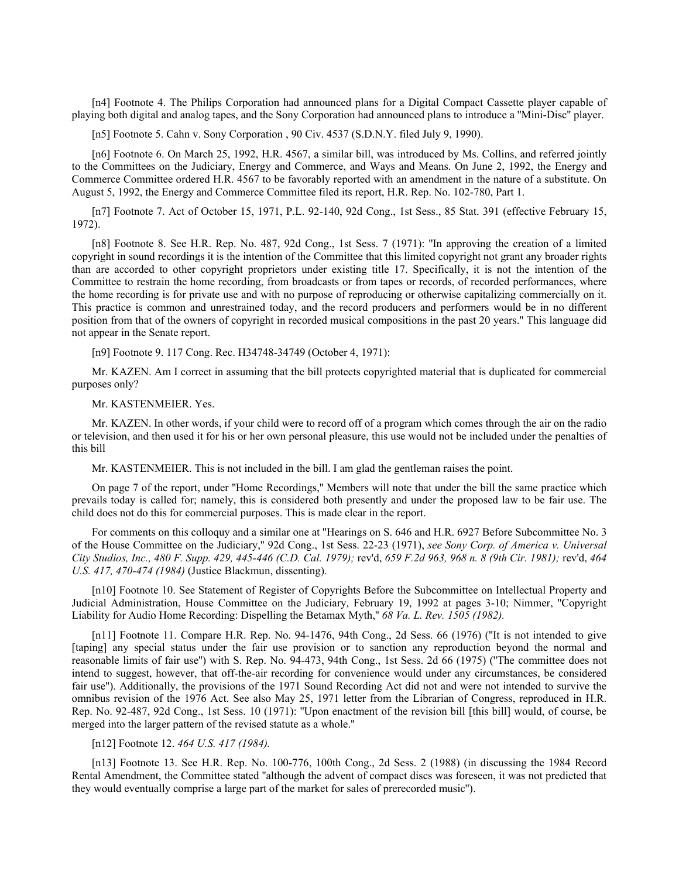[n4] Footnote 4. The Philips Corporation had announced plans for a Digital Compact Cassette player capable of playing both digital and analog tapes, and the Sony Corporation had announced plans to introduce a "Mini-Disc" player.

[n5] Footnote 5. Cahn v. Sony Corporation , 90 Civ. 4537 (S.D.N.Y. filed July 9, 1990).

[n6] Footnote 6. On March 25, 1992, H.R. 4567, a similar bill, was introduced by Ms. Collins, and referred jointly to the Committees on the Judiciary, Energy and Commerce, and Ways and Means. On June 2, 1992, the Energy and Commerce Committee ordered H.R. 4567 to be favorably reported with an amendment in the nature of a substitute. On August 5, 1992, the Energy and Commerce Committee filed its report, H.R. Rep. No. 102-780, Part 1.

[n7] Footnote 7. Act of October 15, 1971, P.L. 92-140, 92d Cong., 1st Sess., 85 Stat. 391 (effective February 15, 1972).

[n8] Footnote 8. See H.R. Rep. No. 487, 92d Cong., 1st Sess. 7 (1971): "In approving the creation of a limited copyright in sound recordings it is the intention of the Committee that this limited copyright not grant any broader rights than are accorded to other copyright proprietors under existing title 17. Specifically, it is not the intention of the Committee to restrain the home recording, from broadcasts or from tapes or records, of recorded performances, where the home recording is for private use and with no purpose of reproducing or otherwise capitalizing commercially on it. This practice is common and unrestrained today, and the record producers and performers would be in no different position from that of the owners of copyright in recorded musical compositions in the past 20 years." This language did not appear in the Senate report.

[n9] Footnote 9. 117 Cong. Rec. H34748-34749 (October 4, 1971):

Mr. KAZEN. Am I correct in assuming that the bill protects copyrighted material that is duplicated for commercial purposes only?

Mr. KASTENMEIER. Yes.

Mr. KAZEN. In other words, if your child were to record off of a program which comes through the air on the radio or television, and then used it for his or her own personal pleasure, this use would not be included under the penalties of this bill

Mr. KASTENMEIER. This is not included in the bill. I am glad the gentleman raises the point.

On page 7 of the report, under "Home Recordings," Members will note that under the bill the same practice which prevails today is called for; namely, this is considered both presently and under the proposed law to be fair use. The child does not do this for commercial purposes. This is made clear in the report.

For comments on this colloquy and a similar one at "Hearings on S. 646 and H.R. 6927 Before Subcommittee No. 3 of the House Committee on the Judiciary," 92d Cong., 1st Sess. 22-23 (1971), *see Sony Corp. of America v. Universal City Studios, Inc., 480 F. Supp. 429, 445-446 (C.D. Cal. 1979);* rev'd, *659 F.2d 963, 968 n. 8 (9th Cir. 1981);* rev'd, *464 U.S. 417, 470-474 (1984)* (Justice Blackmun, dissenting).

[n10] Footnote 10. See Statement of Register of Copyrights Before the Subcommittee on Intellectual Property and Judicial Administration, House Committee on the Judiciary, February 19, 1992 at pages 3-10; Nimmer, "Copyright Liability for Audio Home Recording: Dispelling the Betamax Myth," *68 Va. L. Rev. 1505 (1982).*

[n11] Footnote 11. Compare H.R. Rep. No. 94-1476, 94th Cong., 2d Sess. 66 (1976) ("It is not intended to give [taping] any special status under the fair use provision or to sanction any reproduction beyond the normal and reasonable limits of fair use") with S. Rep. No. 94-473, 94th Cong., 1st Sess. 2d 66 (1975) ("The committee does not intend to suggest, however, that off-the-air recording for convenience would under any circumstances, be considered fair use"). Additionally, the provisions of the 1971 Sound Recording Act did not and were not intended to survive the omnibus revision of the 1976 Act. See also May 25, 1971 letter from the Librarian of Congress, reproduced in H.R. Rep. No. 92-487, 92d Cong., 1st Sess. 10 (1971): "Upon enactment of the revision bill [this bill] would, of course, be merged into the larger pattern of the revised statute as a whole."

[n12] Footnote 12. *464 U.S. 417 (1984).*

[n13] Footnote 13. See H.R. Rep. No. 100-776, 100th Cong., 2d Sess. 2 (1988) (in discussing the 1984 Record Rental Amendment, the Committee stated "although the advent of compact discs was foreseen, it was not predicted that they would eventually comprise a large part of the market for sales of prerecorded music").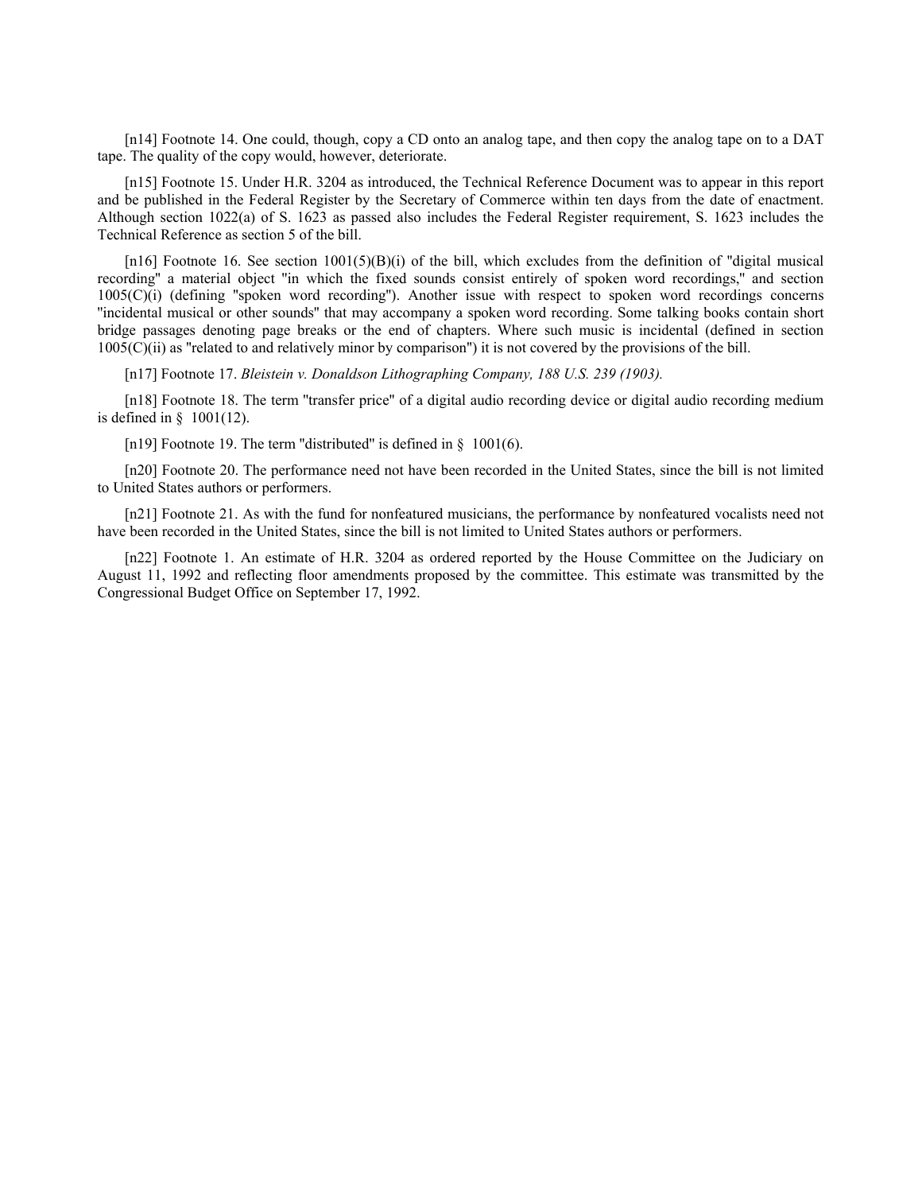[n14] Footnote 14. One could, though, copy a CD onto an analog tape, and then copy the analog tape on to a DAT tape. The quality of the copy would, however, deteriorate.

[n15] Footnote 15. Under H.R. 3204 as introduced, the Technical Reference Document was to appear in this report and be published in the Federal Register by the Secretary of Commerce within ten days from the date of enactment. Although section 1022(a) of S. 1623 as passed also includes the Federal Register requirement, S. 1623 includes the Technical Reference as section 5 of the bill.

[n16] Footnote 16. See section 1001(5)(B)(i) of the bill, which excludes from the definition of "digital musical recording" a material object "in which the fixed sounds consist entirely of spoken word recordings," and section 1005(C)(i) (defining "spoken word recording"). Another issue with respect to spoken word recordings concerns "incidental musical or other sounds" that may accompany a spoken word recording. Some talking books contain short bridge passages denoting page breaks or the end of chapters. Where such music is incidental (defined in section 1005(C)(ii) as "related to and relatively minor by comparison") it is not covered by the provisions of the bill.

[n17] Footnote 17. *Bleistein v. Donaldson Lithographing Company, 188 U.S. 239 (1903).*

[n18] Footnote 18. The term "transfer price" of a digital audio recording device or digital audio recording medium is defined in § 1001(12).

[n19] Footnote 19. The term "distributed" is defined in § 1001(6).

[n20] Footnote 20. The performance need not have been recorded in the United States, since the bill is not limited to United States authors or performers.

[n21] Footnote 21. As with the fund for nonfeatured musicians, the performance by nonfeatured vocalists need not have been recorded in the United States, since the bill is not limited to United States authors or performers.

[n22] Footnote 1. An estimate of H.R. 3204 as ordered reported by the House Committee on the Judiciary on August 11, 1992 and reflecting floor amendments proposed by the committee. This estimate was transmitted by the Congressional Budget Office on September 17, 1992.